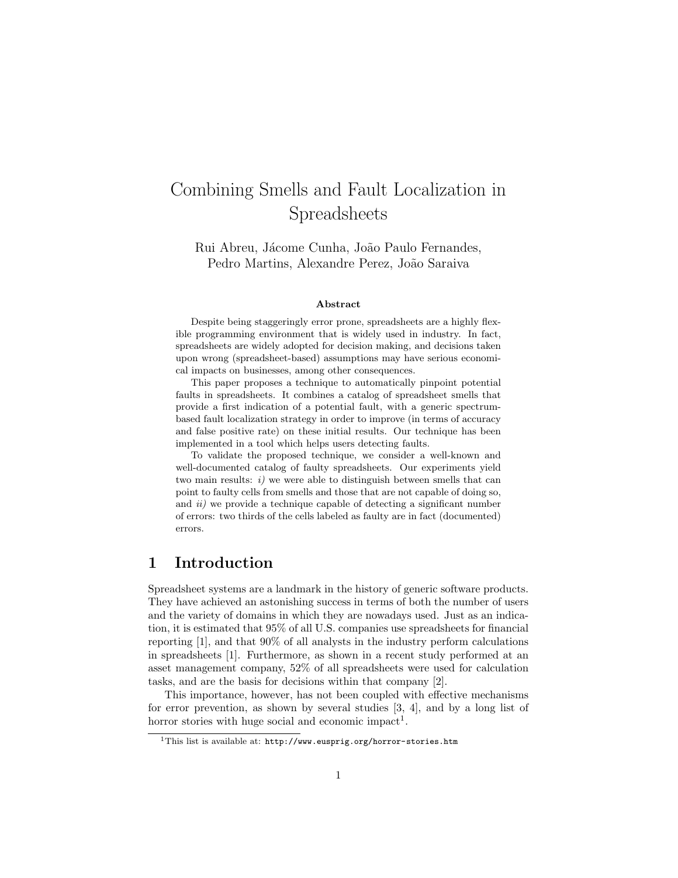# Combining Smells and Fault Localization in Spreadsheets

Rui Abreu, Jácome Cunha, João Paulo Fernandes, Pedro Martins, Alexandre Perez, João Saraiva

### Abstract

Despite being staggeringly error prone, spreadsheets are a highly flexible programming environment that is widely used in industry. In fact, spreadsheets are widely adopted for decision making, and decisions taken upon wrong (spreadsheet-based) assumptions may have serious economical impacts on businesses, among other consequences.

This paper proposes a technique to automatically pinpoint potential faults in spreadsheets. It combines a catalog of spreadsheet smells that provide a first indication of a potential fault, with a generic spectrum-based fault localization strategy in order to improve (in terms of accuracy and false positive rate) on these initial results. Our technique has been implemented in a tool which helps users detecting faults.

To validate the proposed technique, we consider a well-known and well-documented catalog of faulty spreadsheets. Our experiments yield two main results: *i)* we were able to distinguish between smells that can point to faulty cells from smells and those that are not capable of doing so, and *ii)* we provide a technique capable of detecting a significant number of errors: two thirds of the cells labeled as faulty are in fact (documented) errors.

## 1 Introduction

Spreadsheet systems are a landmark in the history of generic software products. They have achieved an astonishing success in terms of both the number of users and the variety of domains in which they are nowadays used. Just as an indication, it is estimated that 95% of all U.S. companies use spreadsheets for financial reporting [1], and that 90% of all analysts in the industry perform calculations in spreadsheets [1]. Furthermore, as shown in a recent study performed at an asset management company, 52% of all spreadsheets were used for calculation tasks, and are the basis for decisions within that company [2].

This importance, however, has not been coupled with effective mechanisms for error prevention, as shown by several studies [3, 4], and by a long list of horror stories with huge social and economic impact[1].

[1] This list is available at: `http://www.eusprig.org/horror-stories.htm`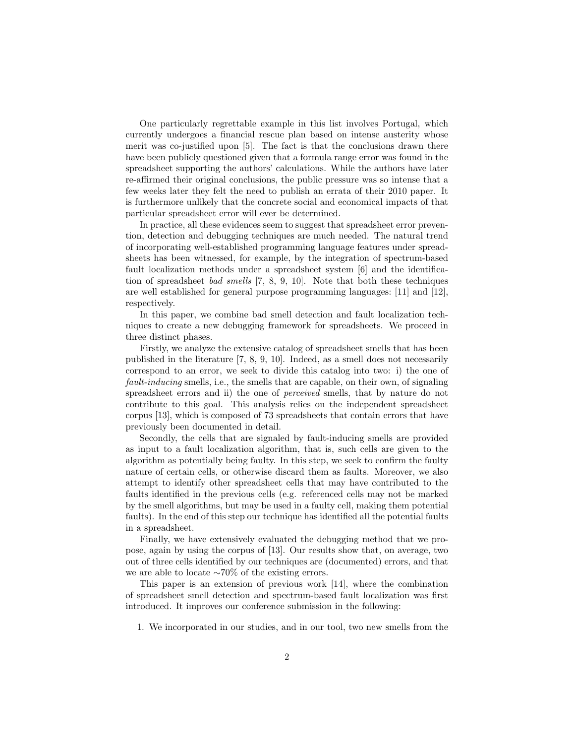One particularly regrettable example in this list involves Portugal, which currently undergoes a financial rescue plan based on intense austerity whose merit was co-justified upon [5]. The fact is that the conclusions drawn there have been publicly questioned given that a formula range error was found in the spreadsheet supporting the authors' calculations. While the authors have later re-affirmed their original conclusions, the public pressure was so intense that a few weeks later they felt the need to publish an errata of their 2010 paper. It is furthermore unlikely that the concrete social and economical impacts of that particular spreadsheet error will ever be determined.

In practice, all these evidences seem to suggest that spreadsheet error prevention, detection and debugging techniques are much needed. The natural trend of incorporating well-established programming language features under spreadsheets has been witnessed, for example, by the integration of spectrum-based fault localization methods under a spreadsheet system [6] and the identification of spreadsheet *bad smells* [7, 8, 9, 10]. Note that both these techniques are well established for general purpose programming languages: [11] and [12], respectively.

In this paper, we combine bad smell detection and fault localization techniques to create a new debugging framework for spreadsheets. We proceed in three distinct phases.

Firstly, we analyze the extensive catalog of spreadsheet smells that has been published in the literature [7, 8, 9, 10]. Indeed, as a smell does not necessarily correspond to an error, we seek to divide this catalog into two: i) the one of *fault-inducing* smells, i.e., the smells that are capable, on their own, of signaling spreadsheet errors and ii) the one of *perceived* smells, that by nature do not contribute to this goal. This analysis relies on the independent spreadsheet corpus [13], which is composed of 73 spreadsheets that contain errors that have previously been documented in detail.

Secondly, the cells that are signaled by fault-inducing smells are provided as input to a fault localization algorithm, that is, such cells are given to the algorithm as potentially being faulty. In this step, we seek to confirm the faulty nature of certain cells, or otherwise discard them as faults. Moreover, we also attempt to identify other spreadsheet cells that may have contributed to the faults identified in the previous cells (e.g. referenced cells may not be marked by the smell algorithms, but may be used in a faulty cell, making them potential faults). In the end of this step our technique has identified all the potential faults in a spreadsheet.

Finally, we have extensively evaluated the debugging method that we propose, again by using the corpus of [13]. Our results show that, on average, two out of three cells identified by our techniques are (documented) errors, and that we are able to locate ∼70% of the existing errors.

This paper is an extension of previous work [14], where the combination of spreadsheet smell detection and spectrum-based fault localization was first introduced. It improves our conference submission in the following:

1. We incorporated in our studies, and in our tool, two new smells from the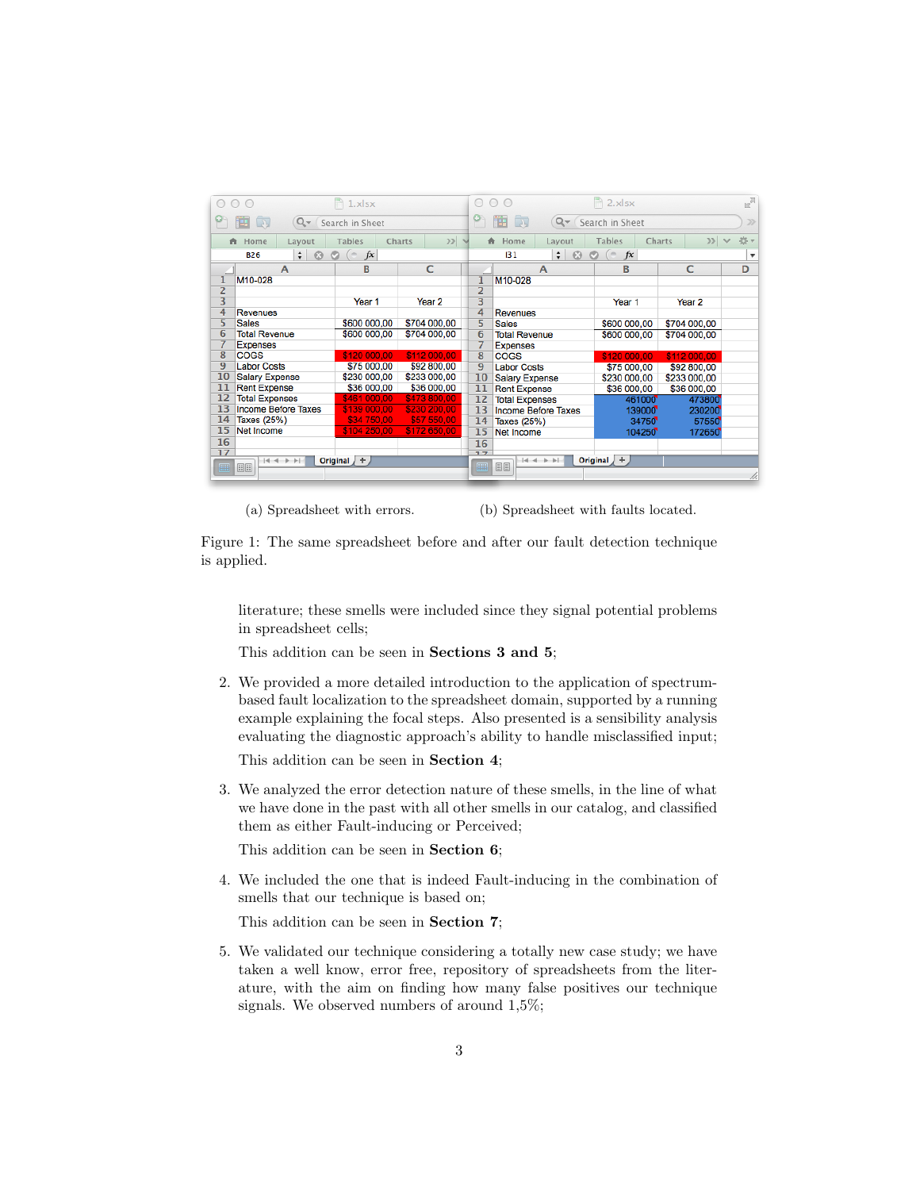(a) Spreadsheet with errors. (b) Spreadsheet with faults located.

Figure 1: The same spreadsheet before and after our fault detection technique is applied.

literature; these smells were included since they signal potential problems in spreadsheet cells;

This addition can be seen in **Sections 3 and 5**;

2. We provided a more detailed introduction to the application of spectrum-based fault localization to the spreadsheet domain, supported by a running example explaining the focal steps. Also presented is a sensibility analysis evaluating the diagnostic approach's ability to handle misclassified input;

   This addition can be seen in **Section 4**;

3. We analyzed the error detection nature of these smells, in the line of what we have done in the past with all other smells in our catalog, and classified them as either Fault-inducing or Perceived;

   This addition can be seen in **Section 6**;

4. We included the one that is indeed Fault-inducing in the combination of smells that our technique is based on;

   This addition can be seen in **Section 7**;

5. We validated our technique considering a totally new case study; we have taken a well know, error free, repository of spreadsheets from the literature, with the aim on finding how many false positives our technique signals. We observed numbers of around 1,5%;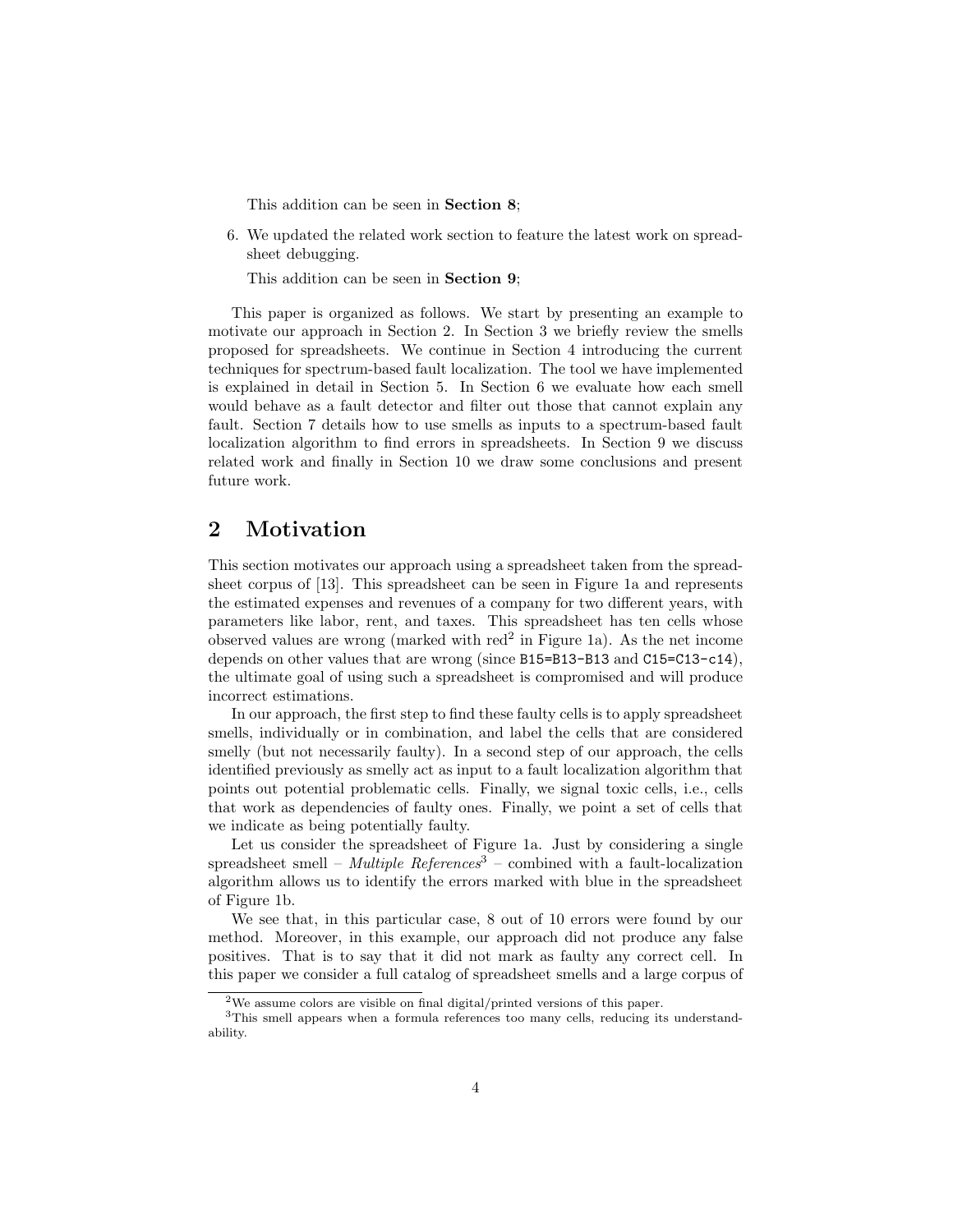This addition can be seen in **Section 8**;

6. We updated the related work section to feature the latest work on spreadsheet debugging.

   This addition can be seen in **Section 9**;

This paper is organized as follows. We start by presenting an example to motivate our approach in Section 2. In Section 3 we briefly review the smells proposed for spreadsheets. We continue in Section 4 introducing the current techniques for spectrum-based fault localization. The tool we have implemented is explained in detail in Section 5. In Section 6 we evaluate how each smell would behave as a fault detector and filter out those that cannot explain any fault. Section 7 details how to use smells as inputs to a spectrum-based fault localization algorithm to find errors in spreadsheets. In Section 9 we discuss related work and finally in Section 10 we draw some conclusions and present future work.

## 2 Motivation

This section motivates our approach using a spreadsheet taken from the spreadsheet corpus of [13]. This spreadsheet can be seen in Figure 1a and represents the estimated expenses and revenues of a company for two different years, with parameters like labor, rent, and taxes. This spreadsheet has ten cells whose observed values are wrong (marked with red[2] in Figure 1a). As the net income depends on other values that are wrong (since `B15=B13-B13` and `C15=C13-c14`), the ultimate goal of using such a spreadsheet is compromised and will produce incorrect estimations.

In our approach, the first step to find these faulty cells is to apply spreadsheet smells, individually or in combination, and label the cells that are considered smelly (but not necessarily faulty). In a second step of our approach, the cells identified previously as smelly act as input to a fault localization algorithm that points out potential problematic cells. Finally, we signal toxic cells, i.e., cells that work as dependencies of faulty ones. Finally, we point a set of cells that we indicate as being potentially faulty.

Let us consider the spreadsheet of Figure 1a. Just by considering a single spreadsheet smell – *Multiple References*[3] – combined with a fault-localization algorithm allows us to identify the errors marked with blue in the spreadsheet of Figure 1b.

We see that, in this particular case, 8 out of 10 errors were found by our method. Moreover, in this example, our approach did not produce any false positives. That is to say that it did not mark as faulty any correct cell. In this paper we consider a full catalog of spreadsheet smells and a large corpus of

[2] We assume colors are visible on final digital/printed versions of this paper.

[3] This smell appears when a formula references too many cells, reducing its understandability.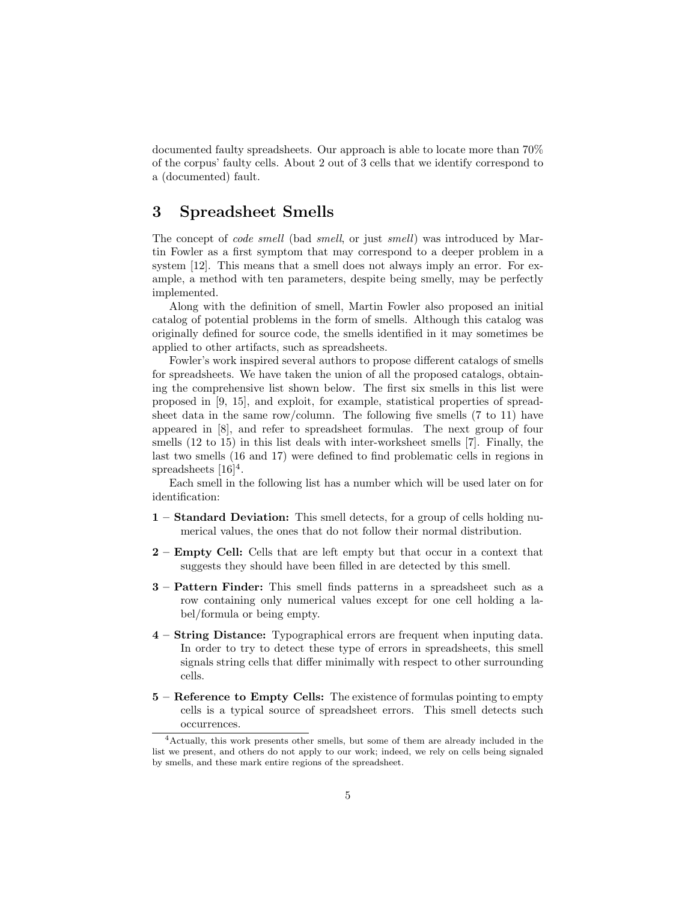documented faulty spreadsheets. Our approach is able to locate more than 70% of the corpus' faulty cells. About 2 out of 3 cells that we identify correspond to a (documented) fault.

## 3 Spreadsheet Smells

The concept of *code smell* (bad *smell*, or just *smell*) was introduced by Martin Fowler as a first symptom that may correspond to a deeper problem in a system [12]. This means that a smell does not always imply an error. For example, a method with ten parameters, despite being smelly, may be perfectly implemented.

Along with the definition of smell, Martin Fowler also proposed an initial catalog of potential problems in the form of smells. Although this catalog was originally defined for source code, the smells identified in it may sometimes be applied to other artifacts, such as spreadsheets.

Fowler's work inspired several authors to propose different catalogs of smells for spreadsheets. We have taken the union of all the proposed catalogs, obtaining the comprehensive list shown below. The first six smells in this list were proposed in [9, 15], and exploit, for example, statistical properties of spreadsheet data in the same row/column. The following five smells (7 to 11) have appeared in [8], and refer to spreadsheet formulas. The next group of four smells (12 to 15) in this list deals with inter-worksheet smells [7]. Finally, the last two smells (16 and 17) were defined to find problematic cells in regions in spreadsheets [16][4].

Each smell in the following list has a number which will be used later on for identification:

**1 – Standard Deviation:** This smell detects, for a group of cells holding numerical values, the ones that do not follow their normal distribution.

**2 – Empty Cell:** Cells that are left empty but that occur in a context that suggests they should have been filled in are detected by this smell.

**3 – Pattern Finder:** This smell finds patterns in a spreadsheet such as a row containing only numerical values except for one cell holding a label/formula or being empty.

**4 – String Distance:** Typographical errors are frequent when inputing data. In order to try to detect these type of errors in spreadsheets, this smell signals string cells that differ minimally with respect to other surrounding cells.

**5 – Reference to Empty Cells:** The existence of formulas pointing to empty cells is a typical source of spreadsheet errors. This smell detects such occurrences.

[4] Actually, this work presents other smells, but some of them are already included in the list we present, and others do not apply to our work; indeed, we rely on cells being signaled by smells, and these mark entire regions of the spreadsheet.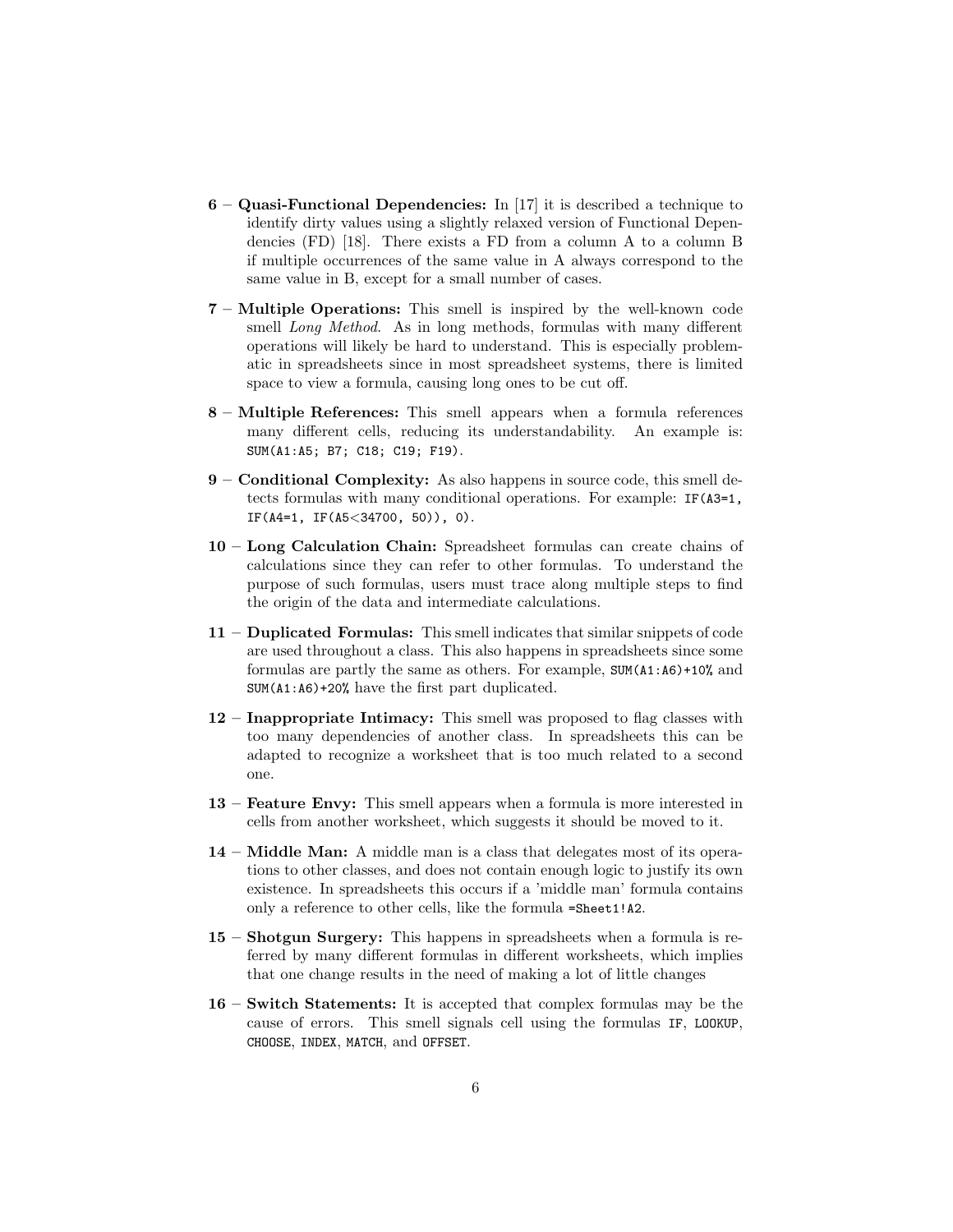**6 – Quasi-Functional Dependencies:** In [17] it is described a technique to identify dirty values using a slightly relaxed version of Functional Dependencies (FD) [18]. There exists a FD from a column A to a column B if multiple occurrences of the same value in A always correspond to the same value in B, except for a small number of cases.

**7 – Multiple Operations:** This smell is inspired by the well-known code smell *Long Method*. As in long methods, formulas with many different operations will likely be hard to understand. This is especially problematic in spreadsheets since in most spreadsheet systems, there is limited space to view a formula, causing long ones to be cut off.

**8 – Multiple References:** This smell appears when a formula references many different cells, reducing its understandability. An example is: `SUM(A1:A5; B7; C18; C19; F19)`.

**9 – Conditional Complexity:** As also happens in source code, this smell detects formulas with many conditional operations. For example: `IF(A3=1, IF(A4=1, IF(A5<34700, 50)), 0)`.

**10 – Long Calculation Chain:** Spreadsheet formulas can create chains of calculations since they can refer to other formulas. To understand the purpose of such formulas, users must trace along multiple steps to find the origin of the data and intermediate calculations.

**11 – Duplicated Formulas:** This smell indicates that similar snippets of code are used throughout a class. This also happens in spreadsheets since some formulas are partly the same as others. For example, `SUM(A1:A6)+10%` and `SUM(A1:A6)+20%` have the first part duplicated.

**12 – Inappropriate Intimacy:** This smell was proposed to flag classes with too many dependencies of another class. In spreadsheets this can be adapted to recognize a worksheet that is too much related to a second one.

**13 – Feature Envy:** This smell appears when a formula is more interested in cells from another worksheet, which suggests it should be moved to it.

**14 – Middle Man:** A middle man is a class that delegates most of its operations to other classes, and does not contain enough logic to justify its own existence. In spreadsheets this occurs if a 'middle man' formula contains only a reference to other cells, like the formula `=Sheet1!A2`.

**15 – Shotgun Surgery:** This happens in spreadsheets when a formula is referred by many different formulas in different worksheets, which implies that one change results in the need of making a lot of little changes

**16 – Switch Statements:** It is accepted that complex formulas may be the cause of errors. This smell signals cell using the formulas `IF`, `LOOKUP`, `CHOOSE`, `INDEX`, `MATCH`, and `OFFSET`.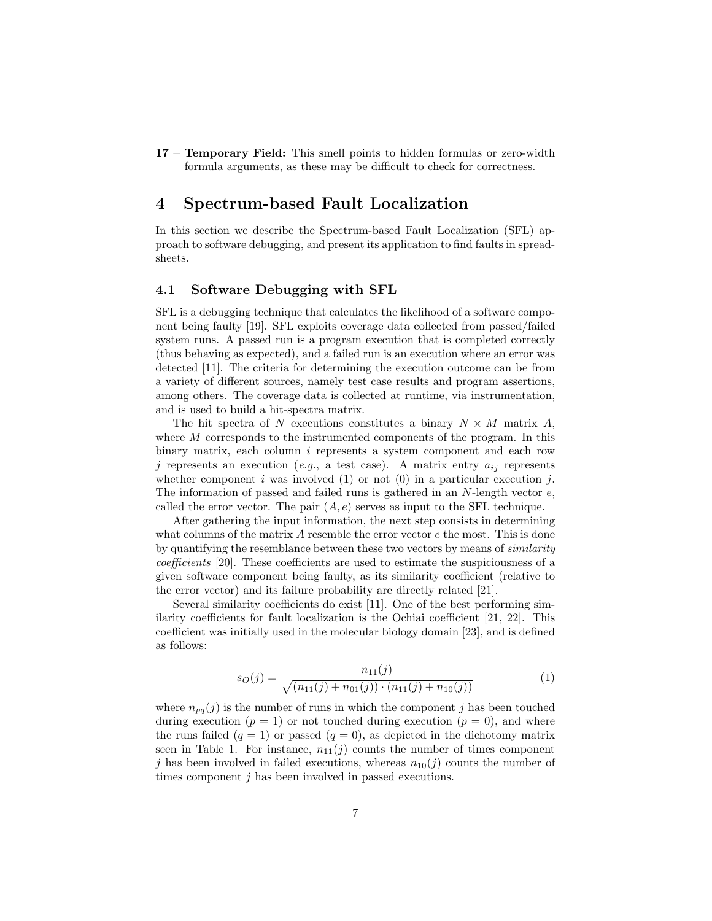**17 – Temporary Field:** This smell points to hidden formulas or zero-width formula arguments, as these may be difficult to check for correctness.

# 4 Spectrum-based Fault Localization

In this section we describe the Spectrum-based Fault Localization (SFL) approach to software debugging, and present its application to find faults in spreadsheets.

## 4.1 Software Debugging with SFL

SFL is a debugging technique that calculates the likelihood of a software component being faulty [19]. SFL exploits coverage data collected from passed/failed system runs. A passed run is a program execution that is completed correctly (thus behaving as expected), and a failed run is an execution where an error was detected [11]. The criteria for determining the execution outcome can be from a variety of different sources, namely test case results and program assertions, among others. The coverage data is collected at runtime, via instrumentation, and is used to build a hit-spectra matrix.

The hit spectra of $N$ executions constitutes a binary $N \times M$ matrix $A$, where $M$ corresponds to the instrumented components of the program. In this binary matrix, each column $i$ represents a system component and each row $j$ represents an execution (*e.g.*, a test case). A matrix entry $a_{ij}$ represents whether component $i$ was involved (1) or not (0) in a particular execution $j$. The information of passed and failed runs is gathered in an $N$-length vector $e$, called the error vector. The pair $(A, e)$ serves as input to the SFL technique.

After gathering the input information, the next step consists in determining what columns of the matrix $A$ resemble the error vector $e$ the most. This is done by quantifying the resemblance between these two vectors by means of *similarity coefficients* [20]. These coefficients are used to estimate the suspiciousness of a given software component being faulty, as its similarity coefficient (relative to the error vector) and its failure probability are directly related [21].

Several similarity coefficients do exist [11]. One of the best performing similarity coefficients for fault localization is the Ochiai coefficient [21, 22]. This coefficient was initially used in the molecular biology domain [23], and is defined as follows:

$$s_O(j) = \frac{n_{11}(j)}{\sqrt{(n_{11}(j) + n_{01}(j)) \cdot (n_{11}(j) + n_{10}(j))}} \tag{1}$$

where $n_{pq}(j)$ is the number of runs in which the component $j$ has been touched during execution ($p = 1$) or not touched during execution ($p = 0$), and where the runs failed ($q = 1$) or passed ($q = 0$), as depicted in the dichotomy matrix seen in Table 1. For instance, $n_{11}(j)$ counts the number of times component $j$ has been involved in failed executions, whereas $n_{10}(j)$ counts the number of times component $j$ has been involved in passed executions.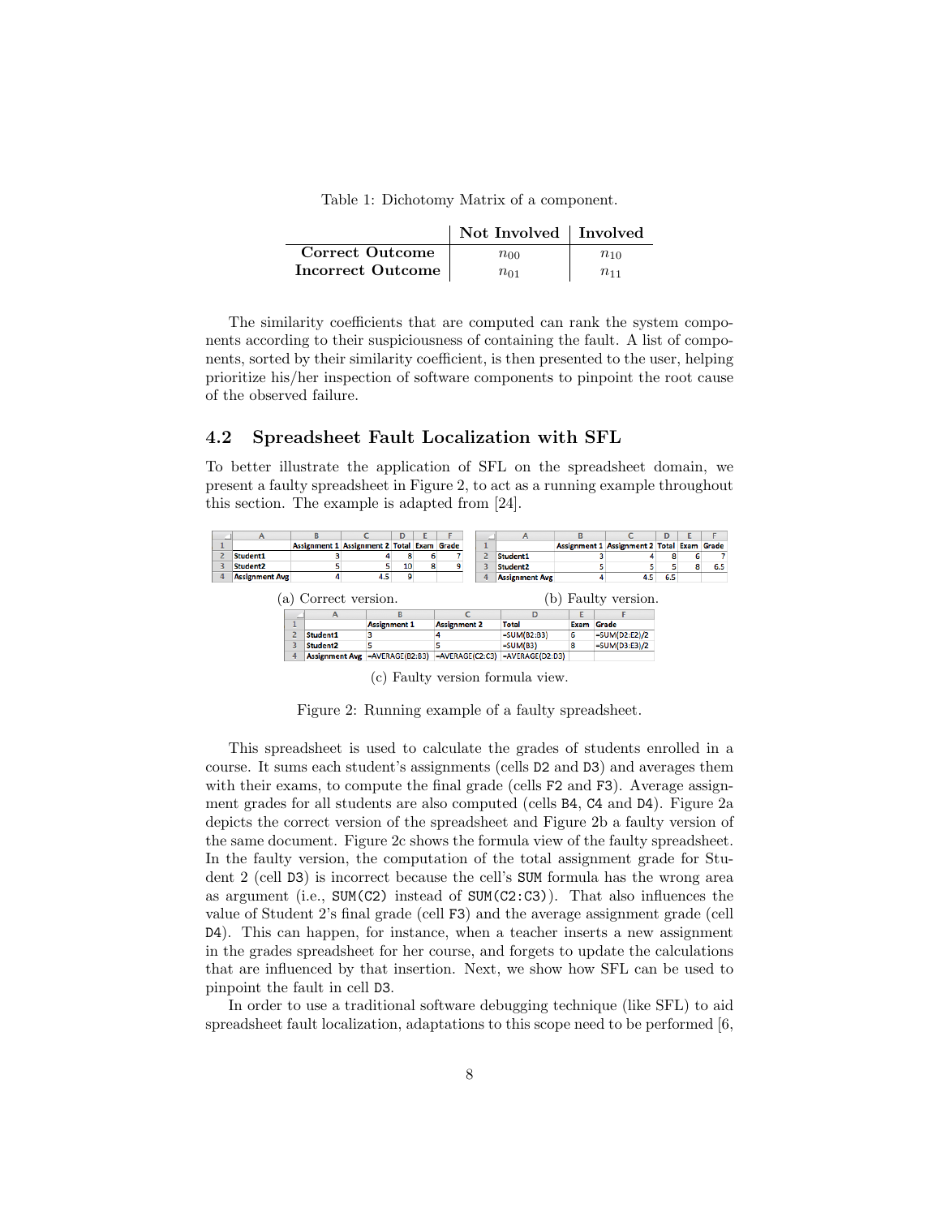Table 1: Dichotomy Matrix of a component.

| | **Not Involved** | **Involved** |
|---|---|---|
| **Correct Outcome** | $n_{00}$ | $n_{10}$ |
| **Incorrect Outcome** | $n_{01}$ | $n_{11}$ |

The similarity coefficients that are computed can rank the system components according to their suspiciousness of containing the fault. A list of components, sorted by their similarity coefficient, is then presented to the user, helping prioritize his/her inspection of software components to pinpoint the root cause of the observed failure.

### 4.2 Spreadsheet Fault Localization with SFL

To better illustrate the application of SFL on the spreadsheet domain, we present a faulty spreadsheet in Figure 2, to act as a running example throughout this section. The example is adapted from [24].

| | A | B | C | D | E | F |
|---|---|---|---|---|---|---|
| 1 | | Assignment 1 | Assignment 2 | Total | Exam | Grade |
| 2 | Student1 | 3 | 4 | 8 | 6 | 7 |
| 3 | Student2 | 5 | 5 | 10 | 8 | 9 |
| 4 | Assignment Avg | 4 | 4.5 | 9 | | |

(a) Correct version.

| | A | B | C | D | E | F |
|---|---|---|---|---|---|---|
| 1 | | Assignment 1 | Assignment 2 | Total | Exam | Grade |
| 2 | Student1 | 3 | 4 | 8 | 6 | 7 |
| 3 | Student2 | 5 | 5 | 5 | 8 | 6.5 |
| 4 | Assignment Avg | 4 | 4.5 | 6.5 | | |

(b) Faulty version.

| | A | B | C | D | E | F |
|---|---|---|---|---|---|---|
| 1 | | Assignment 1 | Assignment 2 | Total | Exam | Grade |
| 2 | Student1 | 3 | 4 | =SUM(B2:B3) | 6 | =SUM(D2:E2)/2 |
| 3 | Student2 | 5 | 5 | =SUM(B3) | 8 | =SUM(D3:E3)/2 |
| 4 | Assignment Avg | =AVERAGE(B2:B3) | =AVERAGE(C2:C3) | =AVERAGE(D2:D3) | | |

(c) Faulty version formula view.

Figure 2: Running example of a faulty spreadsheet.

This spreadsheet is used to calculate the grades of students enrolled in a course. It sums each student's assignments (cells D2 and D3) and averages them with their exams, to compute the final grade (cells F2 and F3). Average assignment grades for all students are also computed (cells B4, C4 and D4). Figure 2a depicts the correct version of the spreadsheet and Figure 2b a faulty version of the same document. Figure 2c shows the formula view of the faulty spreadsheet. In the faulty version, the computation of the total assignment grade for Student 2 (cell D3) is incorrect because the cell's SUM formula has the wrong area as argument (i.e., SUM(C2) instead of SUM(C2:C3)). That also influences the value of Student 2's final grade (cell F3) and the average assignment grade (cell D4). This can happen, for instance, when a teacher inserts a new assignment in the grades spreadsheet for her course, and forgets to update the calculations that are influenced by that insertion. Next, we show how SFL can be used to pinpoint the fault in cell D3.

In order to use a traditional software debugging technique (like SFL) to aid spreadsheet fault localization, adaptations to this scope need to be performed [6,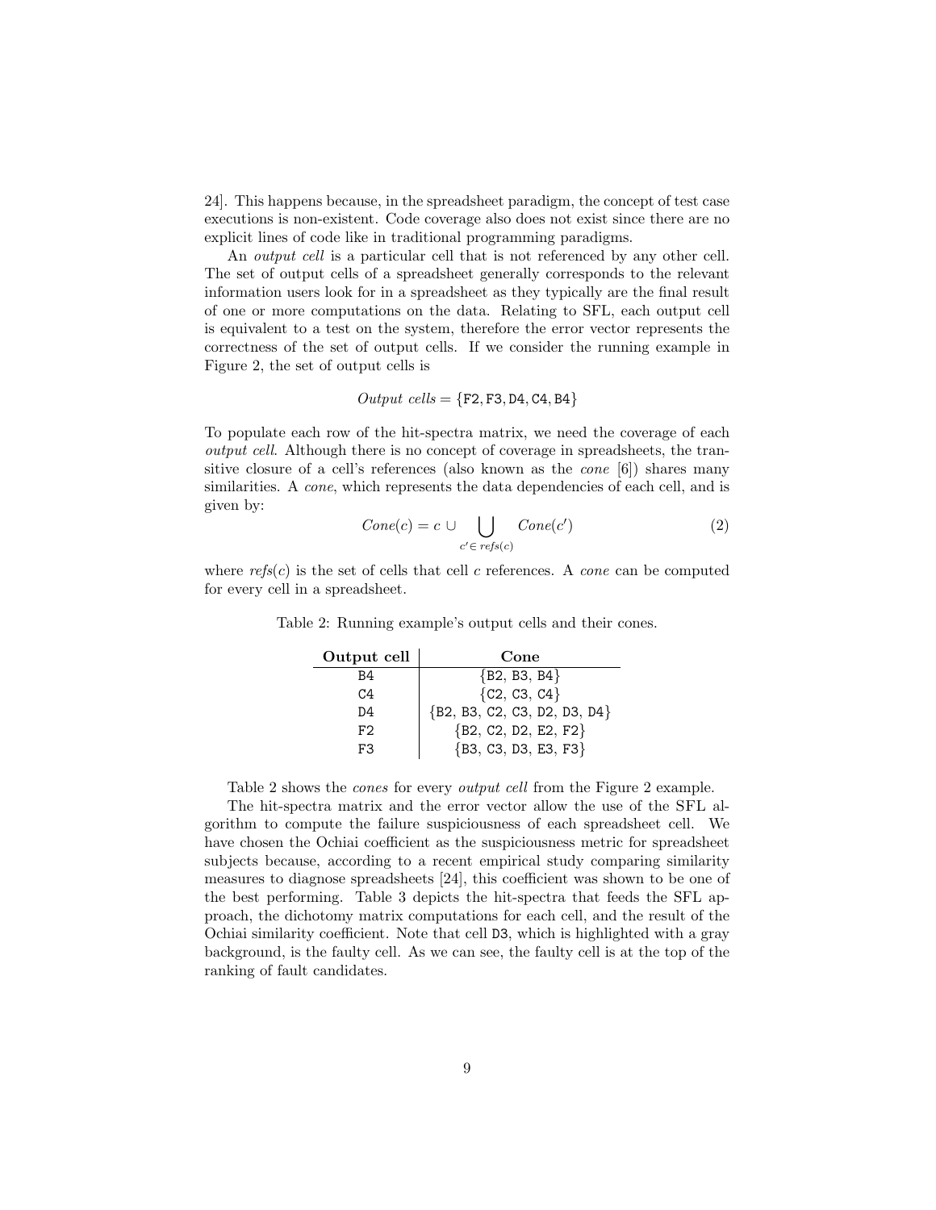24]. This happens because, in the spreadsheet paradigm, the concept of test case executions is non-existent. Code coverage also does not exist since there are no explicit lines of code like in traditional programming paradigms.

An *output cell* is a particular cell that is not referenced by any other cell. The set of output cells of a spreadsheet generally corresponds to the relevant information users look for in a spreadsheet as they typically are the final result of one or more computations on the data. Relating to SFL, each output cell is equivalent to a test on the system, therefore the error vector represents the correctness of the set of output cells. If we consider the running example in Figure 2, the set of output cells is

$$\textit{Output cells} = \{\texttt{F2}, \texttt{F3}, \texttt{D4}, \texttt{C4}, \texttt{B4}\}$$

To populate each row of the hit-spectra matrix, we need the coverage of each *output cell*. Although there is no concept of coverage in spreadsheets, the transitive closure of a cell's references (also known as the *cone* [6]) shares many similarities. A *cone*, which represents the data dependencies of each cell, and is given by:

$$Cone(c) = c \cup \bigcup_{c' \in \, refs(c)} Cone(c') \tag{2}$$

where *refs*($c$) is the set of cells that cell $c$ references. A *cone* can be computed for every cell in a spreadsheet.

Table 2: Running example's output cells and their cones.

| **Output cell** | **Cone** |
|---|---|
| B4 | {B2, B3, B4} |
| C4 | {C2, C3, C4} |
| D4 | {B2, B3, C2, C3, D2, D3, D4} |
| F2 | {B2, C2, D2, E2, F2} |
| F3 | {B3, C3, D3, E3, F3} |

Table 2 shows the *cones* for every *output cell* from the Figure 2 example.

The hit-spectra matrix and the error vector allow the use of the SFL algorithm to compute the failure suspiciousness of each spreadsheet cell. We have chosen the Ochiai coefficient as the suspiciousness metric for spreadsheet subjects because, according to a recent empirical study comparing similarity measures to diagnose spreadsheets [24], this coefficient was shown to be one of the best performing. Table 3 depicts the hit-spectra that feeds the SFL approach, the dichotomy matrix computations for each cell, and the result of the Ochiai similarity coefficient. Note that cell D3, which is highlighted with a gray background, is the faulty cell. As we can see, the faulty cell is at the top of the ranking of fault candidates.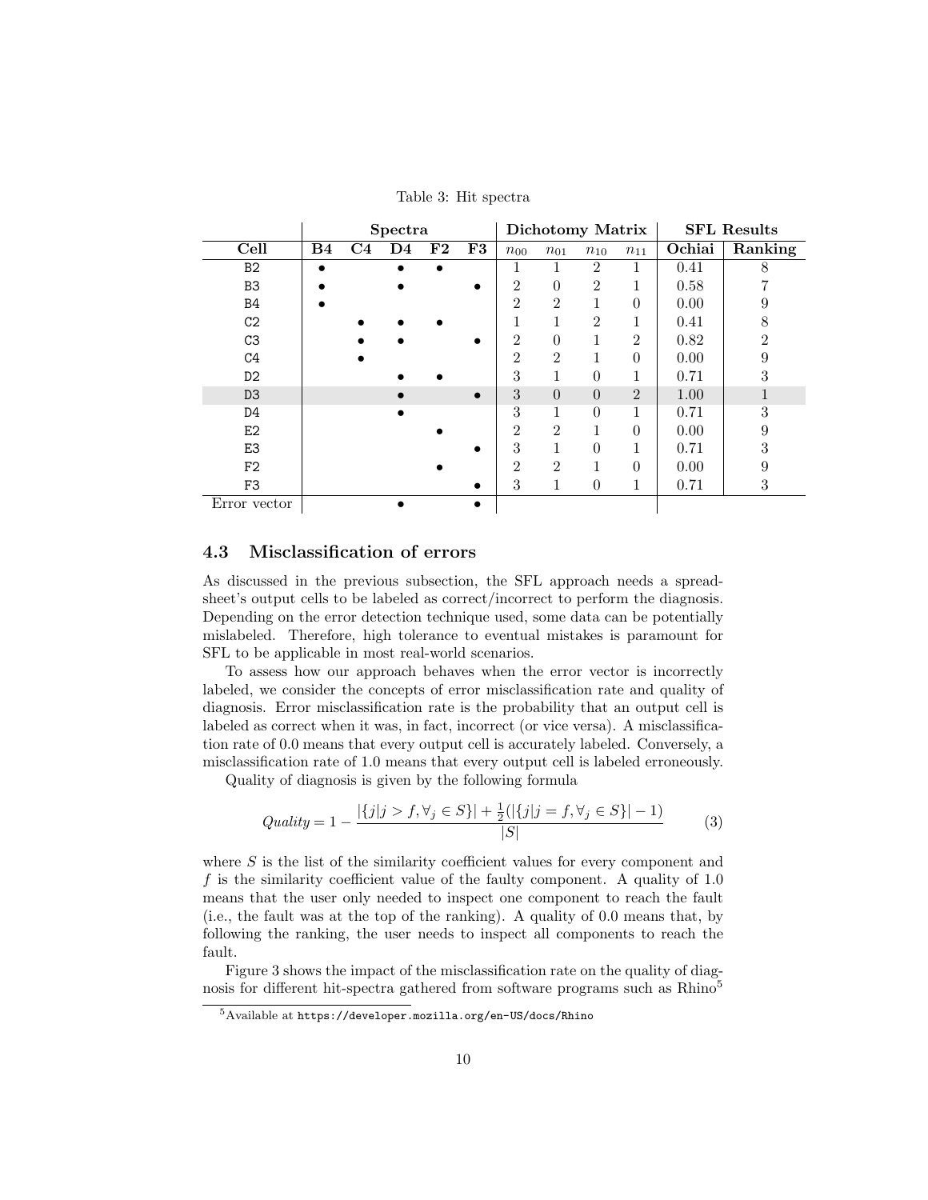Table 3: Hit spectra

| | Spectra | | | | | Dichotomy Matrix | | | | SFL Results | |
|---|---|---|---|---|---|---|---|---|---|---|---|
| **Cell** | **B4** | **C4** | **D4** | **F2** | **F3** | $n_{00}$ | $n_{01}$ | $n_{10}$ | $n_{11}$ | **Ochiai** | **Ranking** |
| B2 | • | | • | • | | 1 | 1 | 2 | 1 | 0.41 | 8 |
| B3 | • | | • | | • | 2 | 0 | 2 | 1 | 0.58 | 7 |
| B4 | • | | | | | 2 | 2 | 1 | 0 | 0.00 | 9 |
| C2 | | • | • | • | | 1 | 1 | 2 | 1 | 0.41 | 8 |
| C3 | | • | • | | • | 2 | 0 | 1 | 2 | 0.82 | 2 |
| C4 | | • | | | | 2 | 2 | 1 | 0 | 0.00 | 9 |
| D2 | | | • | • | | 3 | 1 | 0 | 1 | 0.71 | 3 |
| D3 | | | • | | • | 3 | 0 | 0 | 2 | 1.00 | 1 |
| D4 | | | • | | | 3 | 1 | 0 | 1 | 0.71 | 3 |
| E2 | | | | • | | 2 | 2 | 1 | 0 | 0.00 | 9 |
| E3 | | | | | • | 3 | 1 | 0 | 1 | 0.71 | 3 |
| F2 | | | | • | | 2 | 2 | 1 | 0 | 0.00 | 9 |
| F3 | | | | | • | 3 | 1 | 0 | 1 | 0.71 | 3 |
| Error vector | | | • | | • | | | | | | |

### 4.3 Misclassification of errors

As discussed in the previous subsection, the SFL approach needs a spreadsheet's output cells to be labeled as correct/incorrect to perform the diagnosis. Depending on the error detection technique used, some data can be potentially mislabeled. Therefore, high tolerance to eventual mistakes is paramount for SFL to be applicable in most real-world scenarios.

To assess how our approach behaves when the error vector is incorrectly labeled, we consider the concepts of error misclassification rate and quality of diagnosis. Error misclassification rate is the probability that an output cell is labeled as correct when it was, in fact, incorrect (or vice versa). A misclassification rate of 0.0 means that every output cell is accurately labeled. Conversely, a misclassification rate of 1.0 means that every output cell is labeled erroneously.

Quality of diagnosis is given by the following formula

$$Quality = 1 - \frac{|\{j|j > f, \forall_j \in S\}| + \frac{1}{2}(|\{j|j = f, \forall_j \in S\}| - 1)}{|S|} \tag{3}$$

where $S$ is the list of the similarity coefficient values for every component and $f$ is the similarity coefficient value of the faulty component. A quality of 1.0 means that the user only needed to inspect one component to reach the fault (i.e., the fault was at the top of the ranking). A quality of 0.0 means that, by following the ranking, the user needs to inspect all components to reach the fault.

Figure 3 shows the impact of the misclassification rate on the quality of diagnosis for different hit-spectra gathered from software programs such as Rhino[5]

[5] Available at https://developer.mozilla.org/en-US/docs/Rhino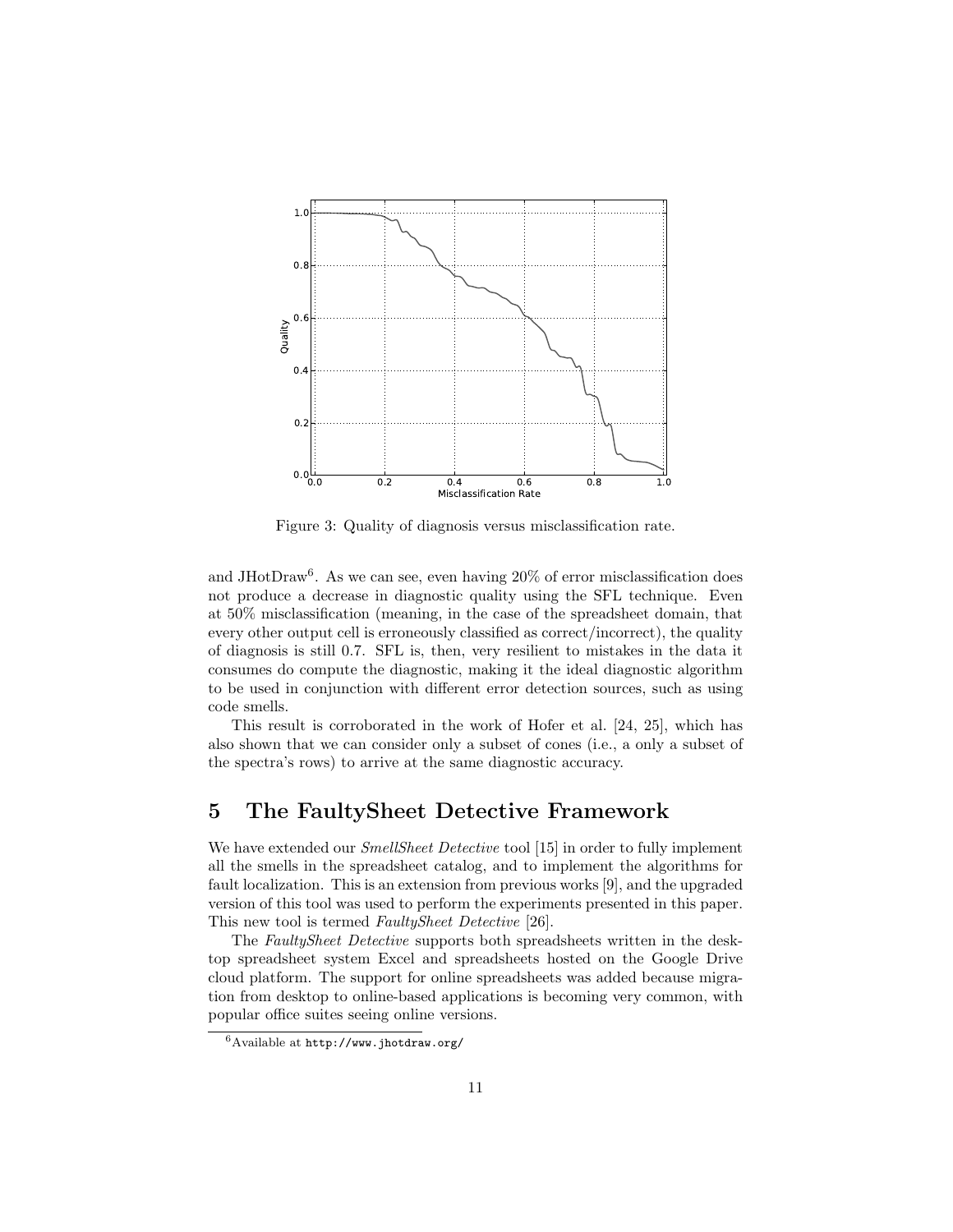Figure 3: Quality of diagnosis versus misclassification rate.

and JHotDraw[6]. As we can see, even having 20% of error misclassification does not produce a decrease in diagnostic quality using the SFL technique. Even at 50% misclassification (meaning, in the case of the spreadsheet domain, that every other output cell is erroneously classified as correct/incorrect), the quality of diagnosis is still 0.7. SFL is, then, very resilient to mistakes in the data it consumes do compute the diagnostic, making it the ideal diagnostic algorithm to be used in conjunction with different error detection sources, such as using code smells.

This result is corroborated in the work of Hofer et al. [24, 25], which has also shown that we can consider only a subset of cones (i.e., a only a subset of the spectra's rows) to arrive at the same diagnostic accuracy.

# 5 The FaultySheet Detective Framework

We have extended our *SmellSheet Detective* tool [15] in order to fully implement all the smells in the spreadsheet catalog, and to implement the algorithms for fault localization. This is an extension from previous works [9], and the upgraded version of this tool was used to perform the experiments presented in this paper. This new tool is termed *FaultySheet Detective* [26].

The *FaultySheet Detective* supports both spreadsheets written in the desktop spreadsheet system Excel and spreadsheets hosted on the Google Drive cloud platform. The support for online spreadsheets was added because migration from desktop to online-based applications is becoming very common, with popular office suites seeing online versions.

[6] Available at http://www.jhotdraw.org/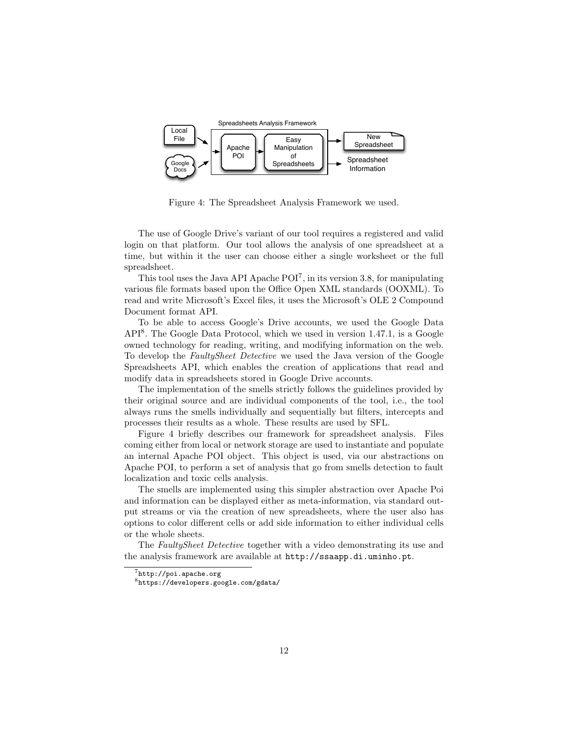Figure 4: The Spreadsheet Analysis Framework we used.

The use of Google Drive's variant of our tool requires a registered and valid login on that platform. Our tool allows the analysis of one spreadsheet at a time, but within it the user can choose either a single worksheet or the full spreadsheet.

This tool uses the Java API Apache POI[7], in its version 3.8, for manipulating various file formats based upon the Office Open XML standards (OOXML). To read and write Microsoft's Excel files, it uses the Microsoft's OLE 2 Compound Document format API.

To be able to access Google's Drive accounts, we used the Google Data API[8]. The Google Data Protocol, which we used in version 1.47.1, is a Google owned technology for reading, writing, and modifying information on the web. To develop the *FaultySheet Detective* we used the Java version of the Google Spreadsheets API, which enables the creation of applications that read and modify data in spreadsheets stored in Google Drive accounts.

The implementation of the smells strictly follows the guidelines provided by their original source and are individual components of the tool, i.e., the tool always runs the smells individually and sequentially but filters, intercepts and processes their results as a whole. These results are used by SFL.

Figure 4 briefly describes our framework for spreadsheet analysis. Files coming either from local or network storage are used to instantiate and populate an internal Apache POI object. This object is used, via our abstractions on Apache POI, to perform a set of analysis that go from smells detection to fault localization and toxic cells analysis.

The smells are implemented using this simpler abstraction over Apache Poi and information can be displayed either as meta-information, via standard output streams or via the creation of new spreadsheets, where the user also has options to color different cells or add side information to either individual cells or the whole sheets.

The *FaultySheet Detective* together with a video demonstrating its use and the analysis framework are available at `http://ssaapp.di.uminho.pt`.

[7] `http://poi.apache.org`

[8] `https://developers.google.com/gdata/`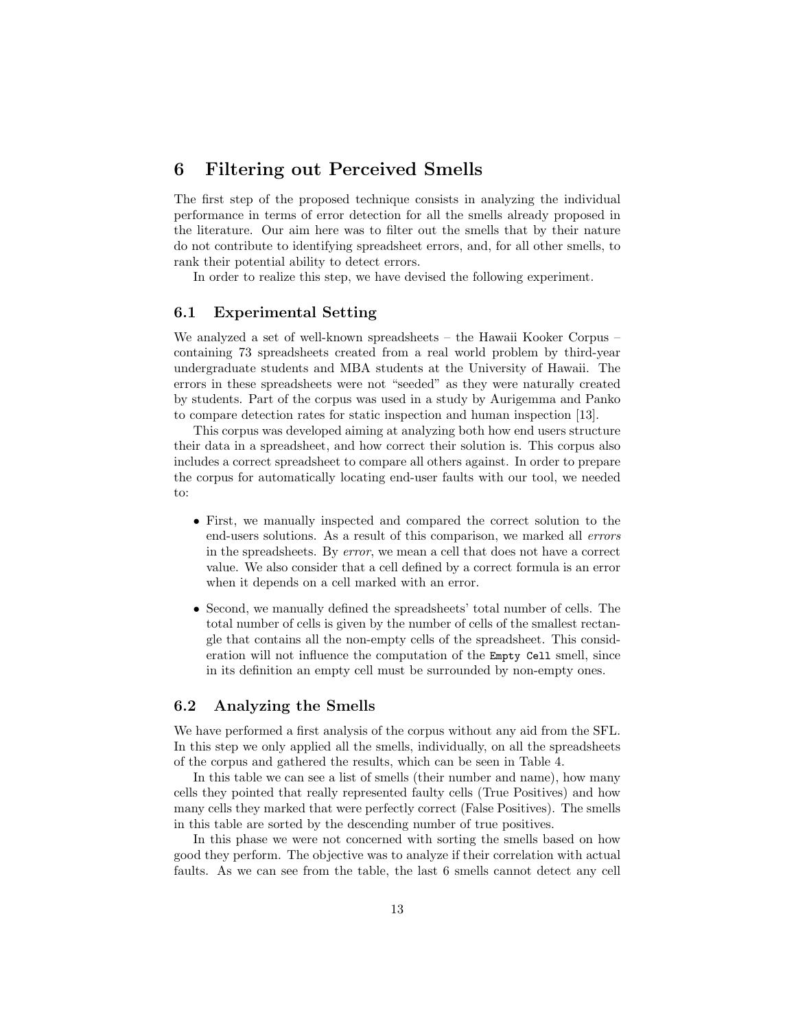# 6 Filtering out Perceived Smells

The first step of the proposed technique consists in analyzing the individual performance in terms of error detection for all the smells already proposed in the literature. Our aim here was to filter out the smells that by their nature do not contribute to identifying spreadsheet errors, and, for all other smells, to rank their potential ability to detect errors.

In order to realize this step, we have devised the following experiment.

## 6.1 Experimental Setting

We analyzed a set of well-known spreadsheets – the Hawaii Kooker Corpus – containing 73 spreadsheets created from a real world problem by third-year undergraduate students and MBA students at the University of Hawaii. The errors in these spreadsheets were not "seeded" as they were naturally created by students. Part of the corpus was used in a study by Aurigemma and Panko to compare detection rates for static inspection and human inspection [13].

This corpus was developed aiming at analyzing both how end users structure their data in a spreadsheet, and how correct their solution is. This corpus also includes a correct spreadsheet to compare all others against. In order to prepare the corpus for automatically locating end-user faults with our tool, we needed to:

- First, we manually inspected and compared the correct solution to the end-users solutions. As a result of this comparison, we marked all *errors* in the spreadsheets. By *error*, we mean a cell that does not have a correct value. We also consider that a cell defined by a correct formula is an error when it depends on a cell marked with an error.
- Second, we manually defined the spreadsheets' total number of cells. The total number of cells is given by the number of cells of the smallest rectangle that contains all the non-empty cells of the spreadsheet. This consideration will not influence the computation of the `Empty Cell` smell, since in its definition an empty cell must be surrounded by non-empty ones.

## 6.2 Analyzing the Smells

We have performed a first analysis of the corpus without any aid from the SFL. In this step we only applied all the smells, individually, on all the spreadsheets of the corpus and gathered the results, which can be seen in Table 4.

In this table we can see a list of smells (their number and name), how many cells they pointed that really represented faulty cells (True Positives) and how many cells they marked that were perfectly correct (False Positives). The smells in this table are sorted by the descending number of true positives.

In this phase we were not concerned with sorting the smells based on how good they perform. The objective was to analyze if their correlation with actual faults. As we can see from the table, the last 6 smells cannot detect any cell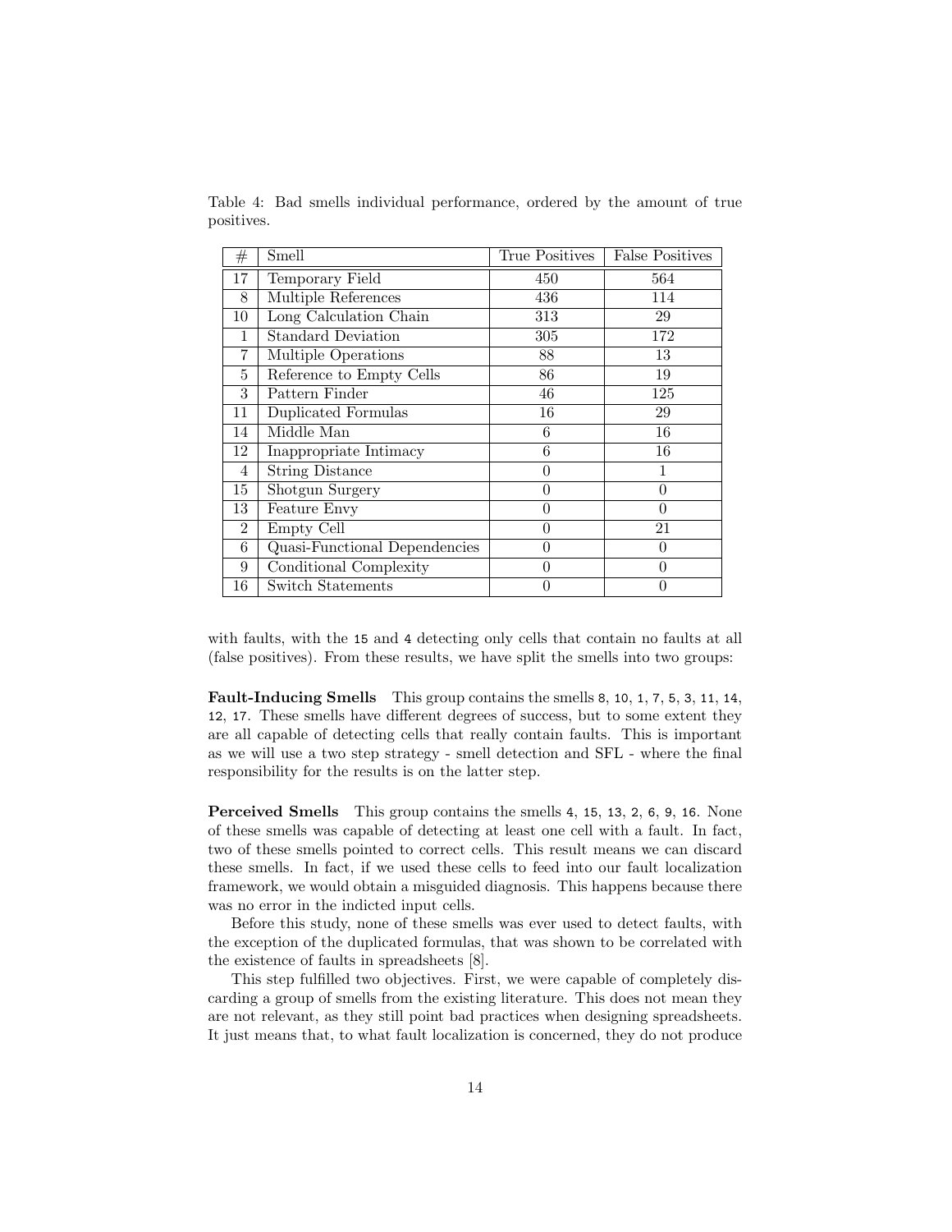Table 4: Bad smells individual performance, ordered by the amount of true positives.

| # | Smell | True Positives | False Positives |
|---|---|---|---|
| 17 | Temporary Field | 450 | 564 |
| 8 | Multiple References | 436 | 114 |
| 10 | Long Calculation Chain | 313 | 29 |
| 1 | Standard Deviation | 305 | 172 |
| 7 | Multiple Operations | 88 | 13 |
| 5 | Reference to Empty Cells | 86 | 19 |
| 3 | Pattern Finder | 46 | 125 |
| 11 | Duplicated Formulas | 16 | 29 |
| 14 | Middle Man | 6 | 16 |
| 12 | Inappropriate Intimacy | 6 | 16 |
| 4 | String Distance | 0 | 1 |
| 15 | Shotgun Surgery | 0 | 0 |
| 13 | Feature Envy | 0 | 0 |
| 2 | Empty Cell | 0 | 21 |
| 6 | Quasi-Functional Dependencies | 0 | 0 |
| 9 | Conditional Complexity | 0 | 0 |
| 16 | Switch Statements | 0 | 0 |

with faults, with the 15 and 4 detecting only cells that contain no faults at all (false positives). From these results, we have split the smells into two groups:

**Fault-Inducing Smells** This group contains the smells 8, 10, 1, 7, 5, 3, 11, 14, 12, 17. These smells have different degrees of success, but to some extent they are all capable of detecting cells that really contain faults. This is important as we will use a two step strategy - smell detection and SFL - where the final responsibility for the results is on the latter step.

**Perceived Smells** This group contains the smells 4, 15, 13, 2, 6, 9, 16. None of these smells was capable of detecting at least one cell with a fault. In fact, two of these smells pointed to correct cells. This result means we can discard these smells. In fact, if we used these cells to feed into our fault localization framework, we would obtain a misguided diagnosis. This happens because there was no error in the indicted input cells.

Before this study, none of these smells was ever used to detect faults, with the exception of the duplicated formulas, that was shown to be correlated with the existence of faults in spreadsheets [8].

This step fulfilled two objectives. First, we were capable of completely discarding a group of smells from the existing literature. This does not mean they are not relevant, as they still point bad practices when designing spreadsheets. It just means that, to what fault localization is concerned, they do not produce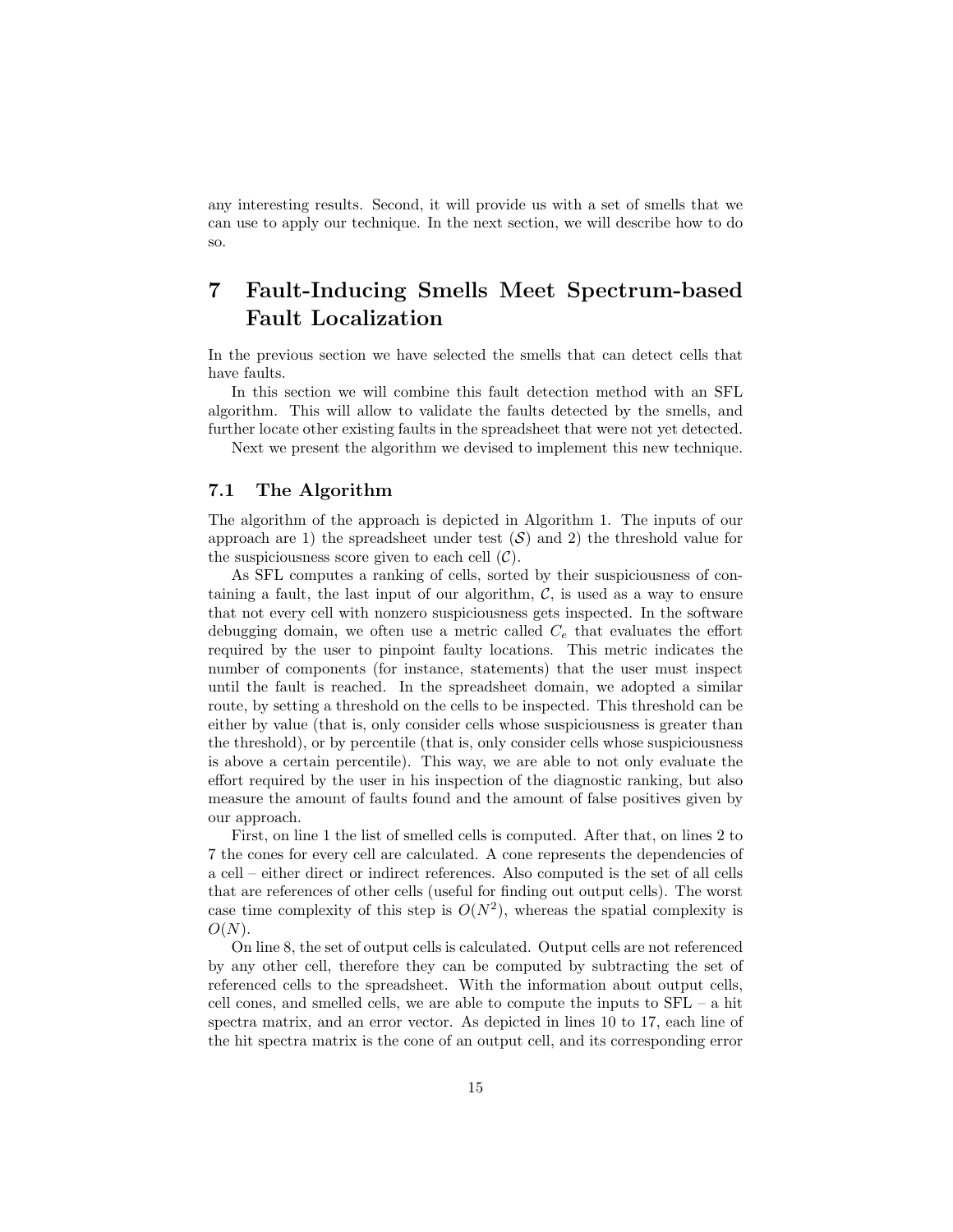any interesting results. Second, it will provide us with a set of smells that we can use to apply our technique. In the next section, we will describe how to do so.

# 7 Fault-Inducing Smells Meet Spectrum-based Fault Localization

In the previous section we have selected the smells that can detect cells that have faults.

In this section we will combine this fault detection method with an SFL algorithm. This will allow to validate the faults detected by the smells, and further locate other existing faults in the spreadsheet that were not yet detected.

Next we present the algorithm we devised to implement this new technique.

## 7.1 The Algorithm

The algorithm of the approach is depicted in Algorithm 1. The inputs of our approach are 1) the spreadsheet under test ($\mathcal{S}$) and 2) the threshold value for the suspiciousness score given to each cell ($\mathcal{C}$).

As SFL computes a ranking of cells, sorted by their suspiciousness of containing a fault, the last input of our algorithm, $\mathcal{C}$, is used as a way to ensure that not every cell with nonzero suspiciousness gets inspected. In the software debugging domain, we often use a metric called $C_e$ that evaluates the effort required by the user to pinpoint faulty locations. This metric indicates the number of components (for instance, statements) that the user must inspect until the fault is reached. In the spreadsheet domain, we adopted a similar route, by setting a threshold on the cells to be inspected. This threshold can be either by value (that is, only consider cells whose suspiciousness is greater than the threshold), or by percentile (that is, only consider cells whose suspiciousness is above a certain percentile). This way, we are able to not only evaluate the effort required by the user in his inspection of the diagnostic ranking, but also measure the amount of faults found and the amount of false positives given by our approach.

First, on line 1 the list of smelled cells is computed. After that, on lines 2 to 7 the cones for every cell are calculated. A cone represents the dependencies of a cell – either direct or indirect references. Also computed is the set of all cells that are references of other cells (useful for finding out output cells). The worst case time complexity of this step is $O(N^2)$, whereas the spatial complexity is $O(N)$.

On line 8, the set of output cells is calculated. Output cells are not referenced by any other cell, therefore they can be computed by subtracting the set of referenced cells to the spreadsheet. With the information about output cells, cell cones, and smelled cells, we are able to compute the inputs to SFL – a hit spectra matrix, and an error vector. As depicted in lines 10 to 17, each line of the hit spectra matrix is the cone of an output cell, and its corresponding error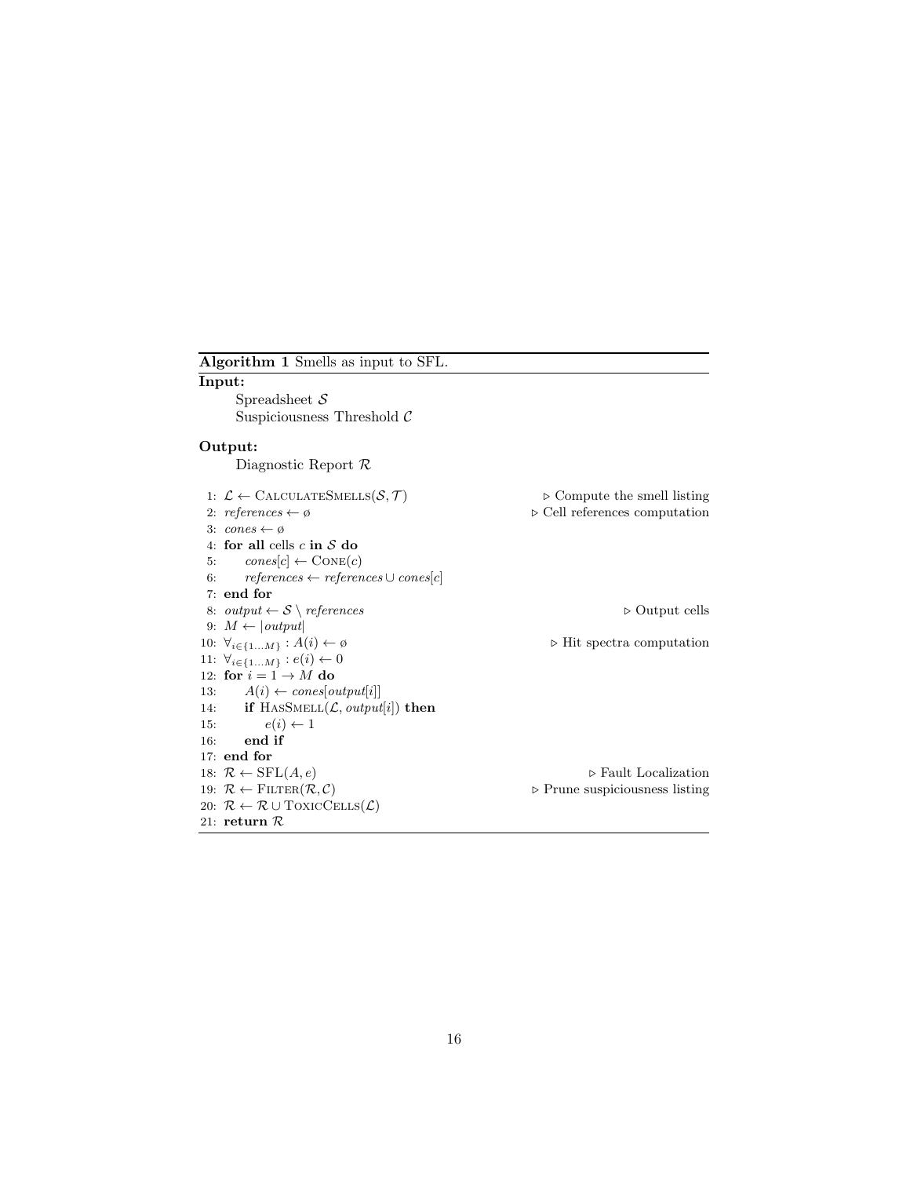**Algorithm 1** Smells as input to SFL.

**Input:**

Spreadsheet $\mathcal{S}$
Suspiciousness Threshold $\mathcal{C}$

**Output:**

Diagnostic Report $\mathcal{R}$

```
 1: L ← CalculateSmells(S, T)                    ▷ Compute the smell listing
 2: references ← ∅                               ▷ Cell references computation
 3: cones ← ∅
 4: for all cells c in S do
 5:     cones[c] ← Cone(c)
 6:     references ← references ∪ cones[c]
 7: end for
 8: output ← S \ references                      ▷ Output cells
 9: M ← |output|
10: ∀_{i∈{1...M}} : A(i) ← ∅                     ▷ Hit spectra computation
11: ∀_{i∈{1...M}} : e(i) ← 0
12: for i = 1 → M do
13:     A(i) ← cones[output[i]]
14:     if HasSmell(L, output[i]) then
15:         e(i) ← 1
16:     end if
17: end for
18: R ← SFL(A, e)                                ▷ Fault Localization
19: R ← Filter(R, C)                             ▷ Prune suspiciousness listing
20: R ← R ∪ ToxicCells(L)
21: return R
```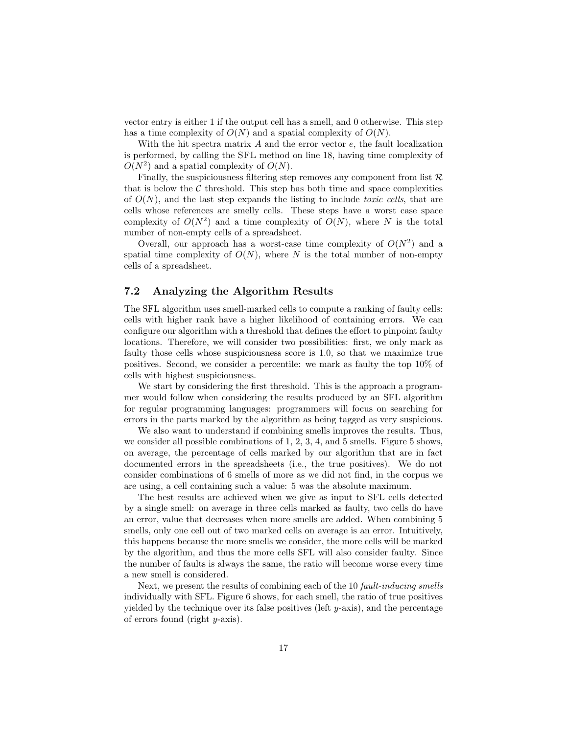vector entry is either 1 if the output cell has a smell, and 0 otherwise. This step has a time complexity of $O(N)$ and a spatial complexity of $O(N)$.

With the hit spectra matrix $A$ and the error vector $e$, the fault localization is performed, by calling the SFL method on line 18, having time complexity of $O(N^2)$ and a spatial complexity of $O(N)$.

Finally, the suspiciousness filtering step removes any component from list $\mathcal{R}$ that is below the $\mathcal{C}$ threshold. This step has both time and space complexities of $O(N)$, and the last step expands the listing to include *toxic cells*, that are cells whose references are smelly cells. These steps have a worst case space complexity of $O(N^2)$ and a time complexity of $O(N)$, where $N$ is the total number of non-empty cells of a spreadsheet.

Overall, our approach has a worst-case time complexity of $O(N^2)$ and a spatial time complexity of $O(N)$, where $N$ is the total number of non-empty cells of a spreadsheet.

### 7.2 Analyzing the Algorithm Results

The SFL algorithm uses smell-marked cells to compute a ranking of faulty cells: cells with higher rank have a higher likelihood of containing errors. We can configure our algorithm with a threshold that defines the effort to pinpoint faulty locations. Therefore, we will consider two possibilities: first, we only mark as faulty those cells whose suspiciousness score is 1.0, so that we maximize true positives. Second, we consider a percentile: we mark as faulty the top 10% of cells with highest suspiciousness.

We start by considering the first threshold. This is the approach a programmer would follow when considering the results produced by an SFL algorithm for regular programming languages: programmers will focus on searching for errors in the parts marked by the algorithm as being tagged as very suspicious.

We also want to understand if combining smells improves the results. Thus, we consider all possible combinations of 1, 2, 3, 4, and 5 smells. Figure 5 shows, on average, the percentage of cells marked by our algorithm that are in fact documented errors in the spreadsheets (i.e., the true positives). We do not consider combinations of 6 smells of more as we did not find, in the corpus we are using, a cell containing such a value: 5 was the absolute maximum.

The best results are achieved when we give as input to SFL cells detected by a single smell: on average in three cells marked as faulty, two cells do have an error, value that decreases when more smells are added. When combining 5 smells, only one cell out of two marked cells on average is an error. Intuitively, this happens because the more smells we consider, the more cells will be marked by the algorithm, and thus the more cells SFL will also consider faulty. Since the number of faults is always the same, the ratio will become worse every time a new smell is considered.

Next, we present the results of combining each of the 10 *fault-inducing smells* individually with SFL. Figure 6 shows, for each smell, the ratio of true positives yielded by the technique over its false positives (left $y$-axis), and the percentage of errors found (right $y$-axis).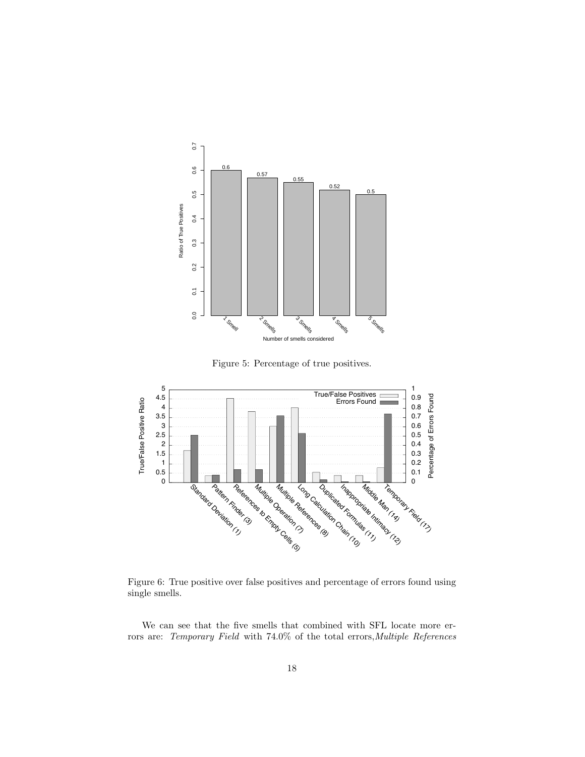Figure 5: Percentage of true positives.

Figure 6: True positive over false positives and percentage of errors found using single smells.

We can see that the five smells that combined with SFL locate more errors are: *Temporary Field* with 74.0% of the total errors,*Multiple References*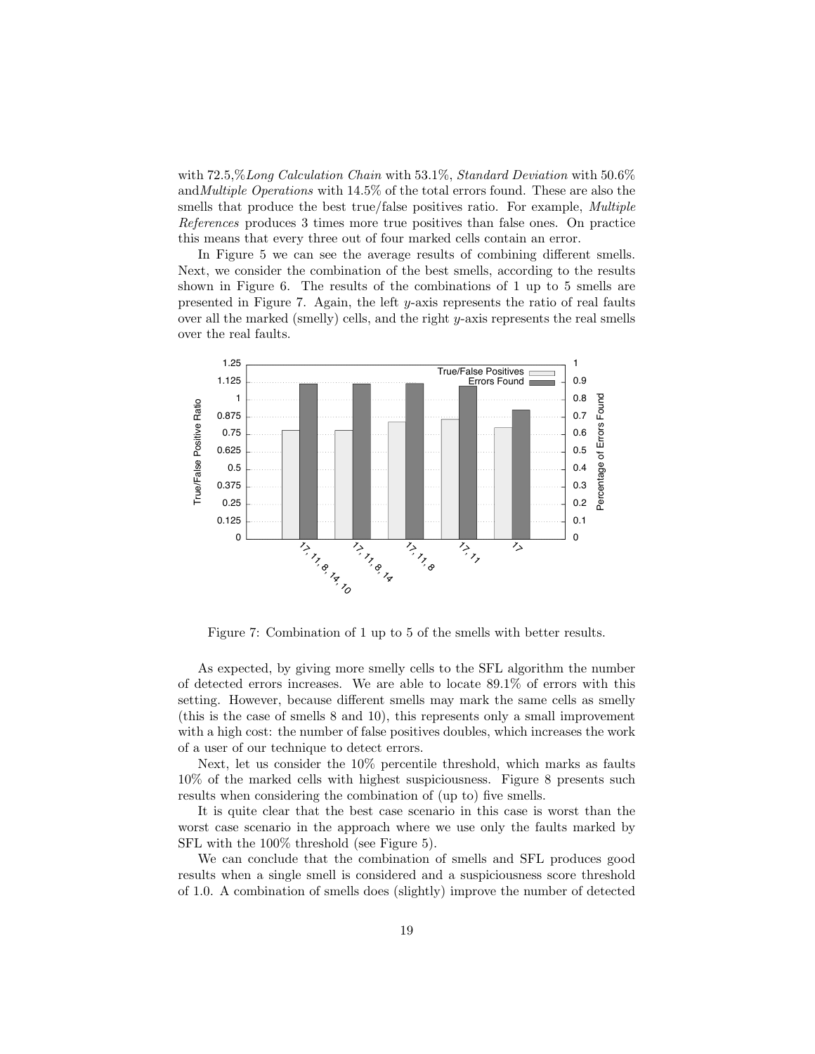with 72.5,%*Long Calculation Chain* with 53.1%, *Standard Deviation* with 50.6% and*Multiple Operations* with 14.5% of the total errors found. These are also the smells that produce the best true/false positives ratio. For example, *Multiple References* produces 3 times more true positives than false ones. On practice this means that every three out of four marked cells contain an error.

In Figure 5 we can see the average results of combining different smells. Next, we consider the combination of the best smells, according to the results shown in Figure 6. The results of the combinations of 1 up to 5 smells are presented in Figure 7. Again, the left $y$-axis represents the ratio of real faults over all the marked (smelly) cells, and the right $y$-axis represents the real smells over the real faults.

Figure 7: Combination of 1 up to 5 of the smells with better results.

As expected, by giving more smelly cells to the SFL algorithm the number of detected errors increases. We are able to locate 89.1% of errors with this setting. However, because different smells may mark the same cells as smelly (this is the case of smells 8 and 10), this represents only a small improvement with a high cost: the number of false positives doubles, which increases the work of a user of our technique to detect errors.

Next, let us consider the 10% percentile threshold, which marks as faults 10% of the marked cells with highest suspiciousness. Figure 8 presents such results when considering the combination of (up to) five smells.

It is quite clear that the best case scenario in this case is worst than the worst case scenario in the approach where we use only the faults marked by SFL with the 100% threshold (see Figure 5).

We can conclude that the combination of smells and SFL produces good results when a single smell is considered and a suspiciousness score threshold of 1.0. A combination of smells does (slightly) improve the number of detected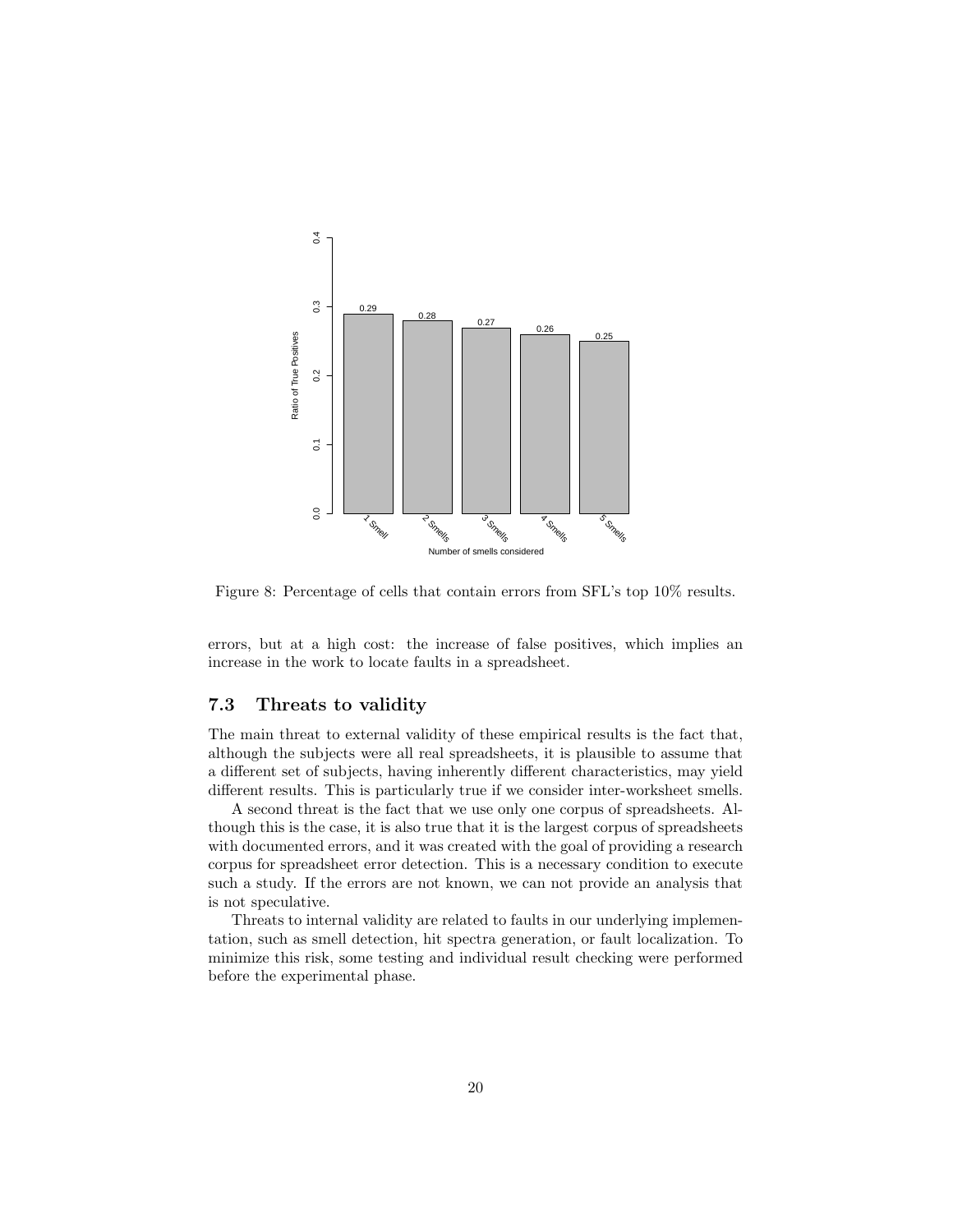Figure 8: Percentage of cells that contain errors from SFL's top 10% results.

errors, but at a high cost: the increase of false positives, which implies an increase in the work to locate faults in a spreadsheet.

### 7.3 Threats to validity

The main threat to external validity of these empirical results is the fact that, although the subjects were all real spreadsheets, it is plausible to assume that a different set of subjects, having inherently different characteristics, may yield different results. This is particularly true if we consider inter-worksheet smells.

A second threat is the fact that we use only one corpus of spreadsheets. Although this is the case, it is also true that it is the largest corpus of spreadsheets with documented errors, and it was created with the goal of providing a research corpus for spreadsheet error detection. This is a necessary condition to execute such a study. If the errors are not known, we can not provide an analysis that is not speculative.

Threats to internal validity are related to faults in our underlying implementation, such as smell detection, hit spectra generation, or fault localization. To minimize this risk, some testing and individual result checking were performed before the experimental phase.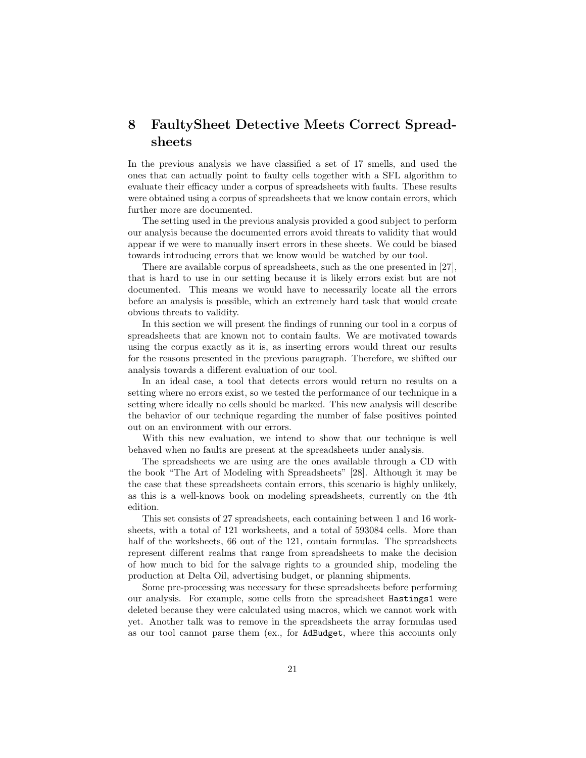## 8 FaultySheet Detective Meets Correct Spreadsheets

In the previous analysis we have classified a set of 17 smells, and used the ones that can actually point to faulty cells together with a SFL algorithm to evaluate their efficacy under a corpus of spreadsheets with faults. These results were obtained using a corpus of spreadsheets that we know contain errors, which further more are documented.

The setting used in the previous analysis provided a good subject to perform our analysis because the documented errors avoid threats to validity that would appear if we were to manually insert errors in these sheets. We could be biased towards introducing errors that we know would be watched by our tool.

There are available corpus of spreadsheets, such as the one presented in [27], that is hard to use in our setting because it is likely errors exist but are not documented. This means we would have to necessarily locate all the errors before an analysis is possible, which an extremely hard task that would create obvious threats to validity.

In this section we will present the findings of running our tool in a corpus of spreadsheets that are known not to contain faults. We are motivated towards using the corpus exactly as it is, as inserting errors would threat our results for the reasons presented in the previous paragraph. Therefore, we shifted our analysis towards a different evaluation of our tool.

In an ideal case, a tool that detects errors would return no results on a setting where no errors exist, so we tested the performance of our technique in a setting where ideally no cells should be marked. This new analysis will describe the behavior of our technique regarding the number of false positives pointed out on an environment with our errors.

With this new evaluation, we intend to show that our technique is well behaved when no faults are present at the spreadsheets under analysis.

The spreadsheets we are using are the ones available through a CD with the book "The Art of Modeling with Spreadsheets" [28]. Although it may be the case that these spreadsheets contain errors, this scenario is highly unlikely, as this is a well-knows book on modeling spreadsheets, currently on the 4th edition.

This set consists of 27 spreadsheets, each containing between 1 and 16 worksheets, with a total of 121 worksheets, and a total of 593084 cells. More than half of the worksheets, 66 out of the 121, contain formulas. The spreadsheets represent different realms that range from spreadsheets to make the decision of how much to bid for the salvage rights to a grounded ship, modeling the production at Delta Oil, advertising budget, or planning shipments.

Some pre-processing was necessary for these spreadsheets before performing our analysis. For example, some cells from the spreadsheet `Hastings1` were deleted because they were calculated using macros, which we cannot work with yet. Another talk was to remove in the spreadsheets the array formulas used as our tool cannot parse them (ex., for `AdBudget`, where this accounts only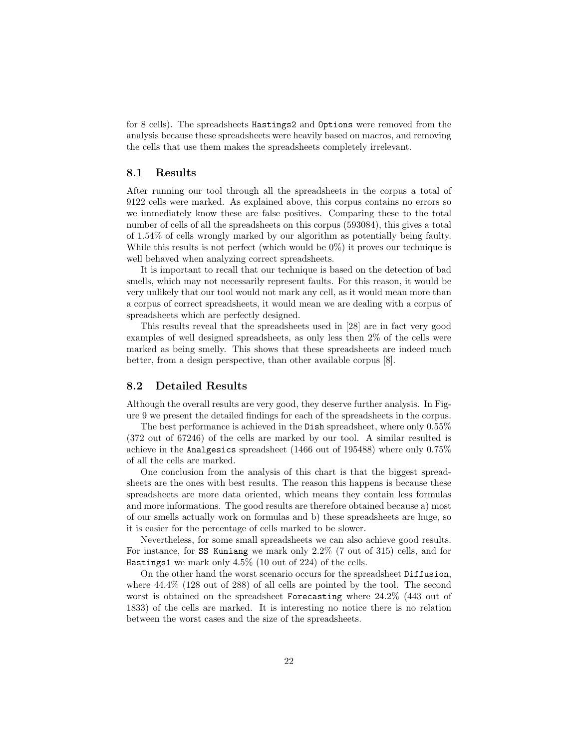for 8 cells). The spreadsheets Hastings2 and Options were removed from the analysis because these spreadsheets were heavily based on macros, and removing the cells that use them makes the spreadsheets completely irrelevant.

### 8.1 Results

After running our tool through all the spreadsheets in the corpus a total of 9122 cells were marked. As explained above, this corpus contains no errors so we immediately know these are false positives. Comparing these to the total number of cells of all the spreadsheets on this corpus (593084), this gives a total of 1.54% of cells wrongly marked by our algorithm as potentially being faulty. While this results is not perfect (which would be 0%) it proves our technique is well behaved when analyzing correct spreadsheets.

It is important to recall that our technique is based on the detection of bad smells, which may not necessarily represent faults. For this reason, it would be very unlikely that our tool would not mark any cell, as it would mean more than a corpus of correct spreadsheets, it would mean we are dealing with a corpus of spreadsheets which are perfectly designed.

This results reveal that the spreadsheets used in [28] are in fact very good examples of well designed spreadsheets, as only less then 2% of the cells were marked as being smelly. This shows that these spreadsheets are indeed much better, from a design perspective, than other available corpus [8].

### 8.2 Detailed Results

Although the overall results are very good, they deserve further analysis. In Figure 9 we present the detailed findings for each of the spreadsheets in the corpus.

The best performance is achieved in the Dish spreadsheet, where only 0.55% (372 out of 67246) of the cells are marked by our tool. A similar resulted is achieve in the Analgesics spreadsheet (1466 out of 195488) where only 0.75% of all the cells are marked.

One conclusion from the analysis of this chart is that the biggest spreadsheets are the ones with best results. The reason this happens is because these spreadsheets are more data oriented, which means they contain less formulas and more informations. The good results are therefore obtained because a) most of our smells actually work on formulas and b) these spreadsheets are huge, so it is easier for the percentage of cells marked to be slower.

Nevertheless, for some small spreadsheets we can also achieve good results. For instance, for SS Kuniang we mark only 2.2% (7 out of 315) cells, and for Hastings1 we mark only 4.5% (10 out of 224) of the cells.

On the other hand the worst scenario occurs for the spreadsheet Diffusion, where 44.4% (128 out of 288) of all cells are pointed by the tool. The second worst is obtained on the spreadsheet Forecasting where 24.2% (443 out of 1833) of the cells are marked. It is interesting no notice there is no relation between the worst cases and the size of the spreadsheets.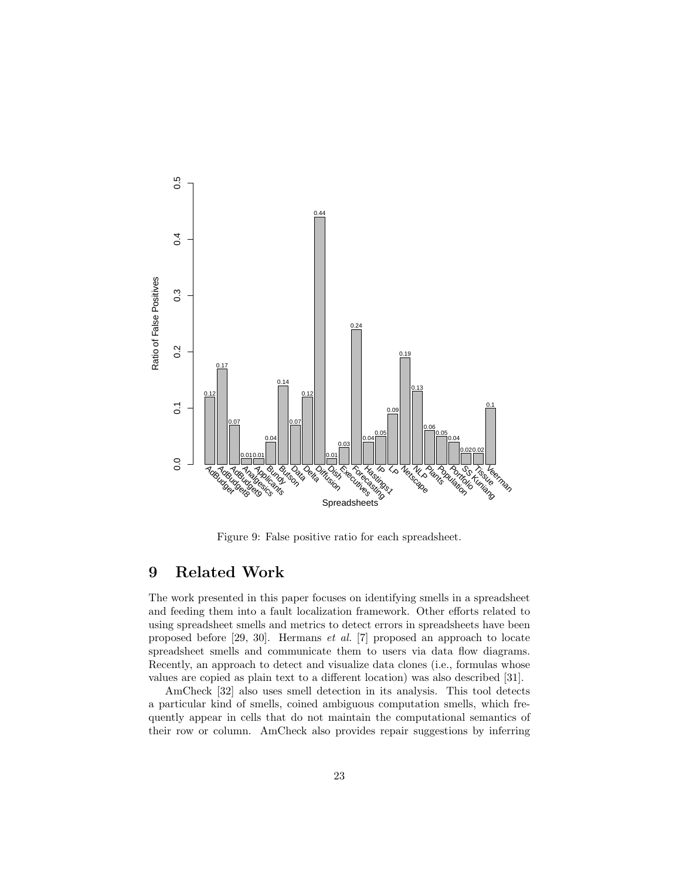Figure 9: False positive ratio for each spreadsheet.

## 9 Related Work

The work presented in this paper focuses on identifying smells in a spreadsheet and feeding them into a fault localization framework. Other efforts related to using spreadsheet smells and metrics to detect errors in spreadsheets have been proposed before [29, 30]. Hermans *et al.* [7] proposed an approach to locate spreadsheet smells and communicate them to users via data flow diagrams. Recently, an approach to detect and visualize data clones (i.e., formulas whose values are copied as plain text to a different location) was also described [31].

AmCheck [32] also uses smell detection in its analysis. This tool detects a particular kind of smells, coined ambiguous computation smells, which frequently appear in cells that do not maintain the computational semantics of their row or column. AmCheck also provides repair suggestions by inferring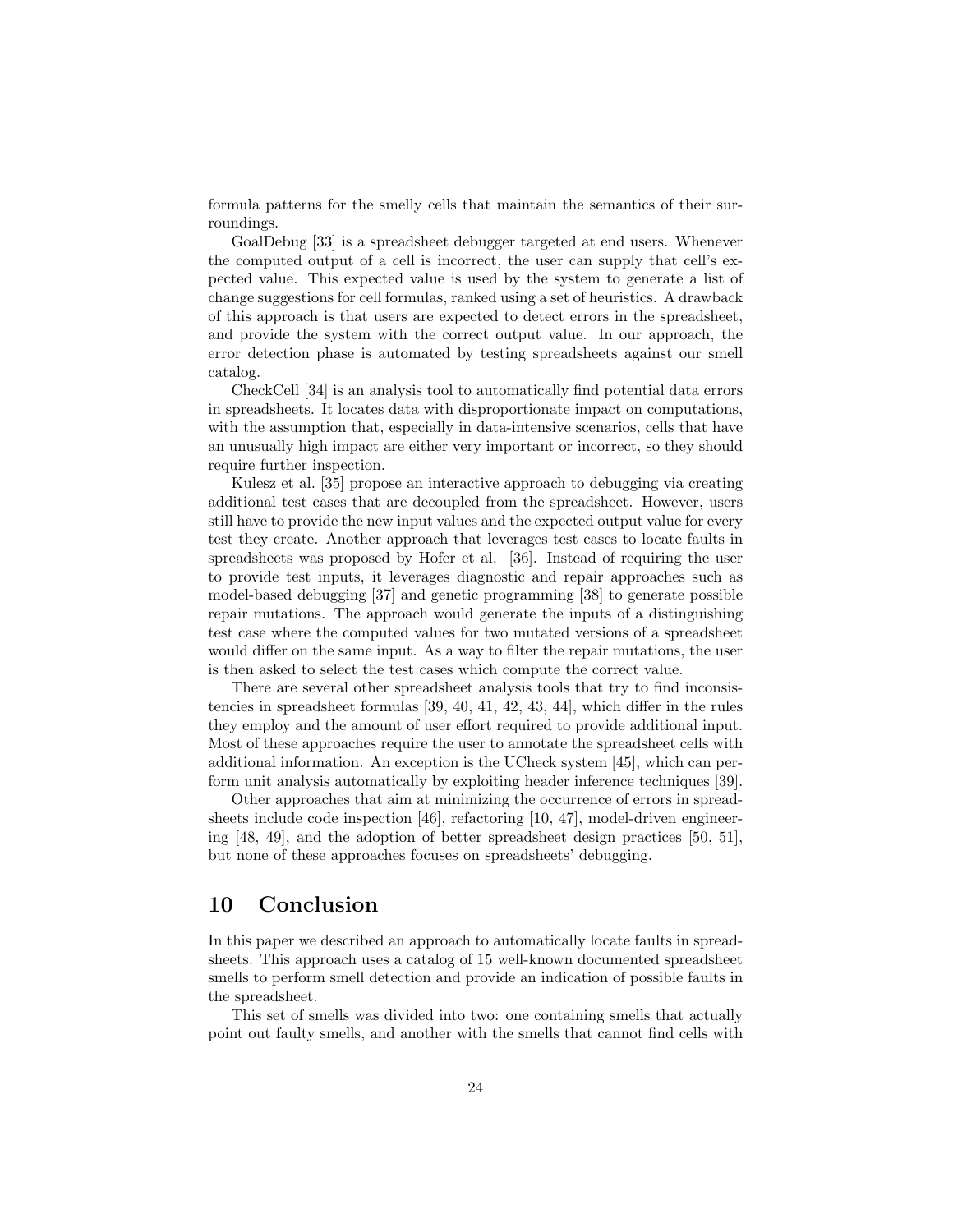formula patterns for the smelly cells that maintain the semantics of their surroundings.

GoalDebug [33] is a spreadsheet debugger targeted at end users. Whenever the computed output of a cell is incorrect, the user can supply that cell's expected value. This expected value is used by the system to generate a list of change suggestions for cell formulas, ranked using a set of heuristics. A drawback of this approach is that users are expected to detect errors in the spreadsheet, and provide the system with the correct output value. In our approach, the error detection phase is automated by testing spreadsheets against our smell catalog.

CheckCell [34] is an analysis tool to automatically find potential data errors in spreadsheets. It locates data with disproportionate impact on computations, with the assumption that, especially in data-intensive scenarios, cells that have an unusually high impact are either very important or incorrect, so they should require further inspection.

Kulesz et al. [35] propose an interactive approach to debugging via creating additional test cases that are decoupled from the spreadsheet. However, users still have to provide the new input values and the expected output value for every test they create. Another approach that leverages test cases to locate faults in spreadsheets was proposed by Hofer et al. [36]. Instead of requiring the user to provide test inputs, it leverages diagnostic and repair approaches such as model-based debugging [37] and genetic programming [38] to generate possible repair mutations. The approach would generate the inputs of a distinguishing test case where the computed values for two mutated versions of a spreadsheet would differ on the same input. As a way to filter the repair mutations, the user is then asked to select the test cases which compute the correct value.

There are several other spreadsheet analysis tools that try to find inconsistencies in spreadsheet formulas [39, 40, 41, 42, 43, 44], which differ in the rules they employ and the amount of user effort required to provide additional input. Most of these approaches require the user to annotate the spreadsheet cells with additional information. An exception is the UCheck system [45], which can perform unit analysis automatically by exploiting header inference techniques [39].

Other approaches that aim at minimizing the occurrence of errors in spreadsheets include code inspection [46], refactoring [10, 47], model-driven engineering [48, 49], and the adoption of better spreadsheet design practices [50, 51], but none of these approaches focuses on spreadsheets' debugging.

# 10 Conclusion

In this paper we described an approach to automatically locate faults in spreadsheets. This approach uses a catalog of 15 well-known documented spreadsheet smells to perform smell detection and provide an indication of possible faults in the spreadsheet.

This set of smells was divided into two: one containing smells that actually point out faulty smells, and another with the smells that cannot find cells with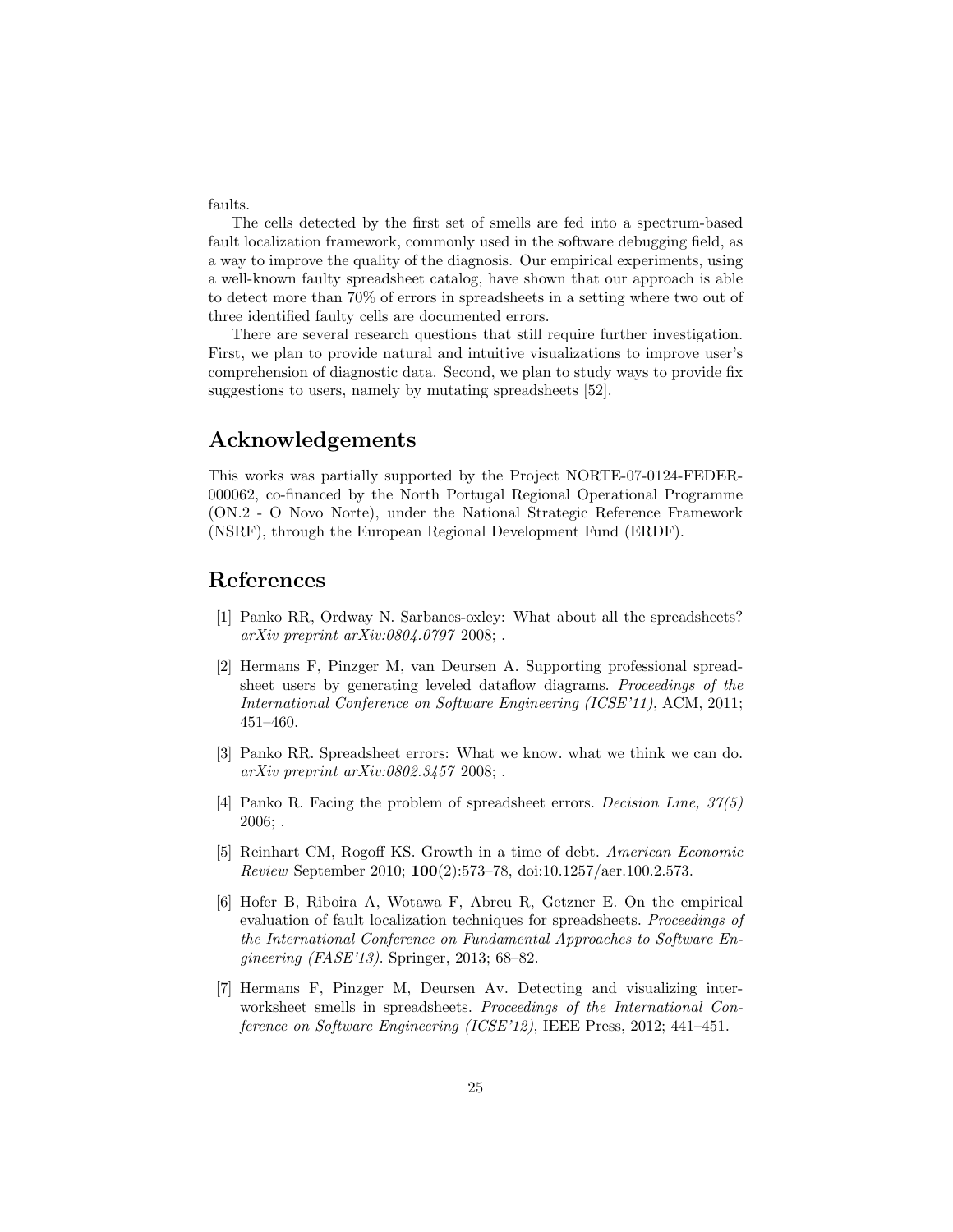faults.

The cells detected by the first set of smells are fed into a spectrum-based fault localization framework, commonly used in the software debugging field, as a way to improve the quality of the diagnosis. Our empirical experiments, using a well-known faulty spreadsheet catalog, have shown that our approach is able to detect more than 70% of errors in spreadsheets in a setting where two out of three identified faulty cells are documented errors.

There are several research questions that still require further investigation. First, we plan to provide natural and intuitive visualizations to improve user's comprehension of diagnostic data. Second, we plan to study ways to provide fix suggestions to users, namely by mutating spreadsheets [52].

## Acknowledgements

This works was partially supported by the Project NORTE-07-0124-FEDER-000062, co-financed by the North Portugal Regional Operational Programme (ON.2 - O Novo Norte), under the National Strategic Reference Framework (NSRF), through the European Regional Development Fund (ERDF).

## References

[1] Panko RR, Ordway N. Sarbanes-oxley: What about all the spreadsheets? *arXiv preprint arXiv:0804.0797* 2008; .

[2] Hermans F, Pinzger M, van Deursen A. Supporting professional spreadsheet users by generating leveled dataflow diagrams. *Proceedings of the International Conference on Software Engineering (ICSE'11)*, ACM, 2011; 451–460.

[3] Panko RR. Spreadsheet errors: What we know. what we think we can do. *arXiv preprint arXiv:0802.3457* 2008; .

[4] Panko R. Facing the problem of spreadsheet errors. *Decision Line, 37(5)* 2006; .

[5] Reinhart CM, Rogoff KS. Growth in a time of debt. *American Economic Review* September 2010; **100**(2):573–78, doi:10.1257/aer.100.2.573.

[6] Hofer B, Riboira A, Wotawa F, Abreu R, Getzner E. On the empirical evaluation of fault localization techniques for spreadsheets. *Proceedings of the International Conference on Fundamental Approaches to Software Engineering (FASE'13)*. Springer, 2013; 68–82.

[7] Hermans F, Pinzger M, Deursen Av. Detecting and visualizing inter-worksheet smells in spreadsheets. *Proceedings of the International Conference on Software Engineering (ICSE'12)*, IEEE Press, 2012; 441–451.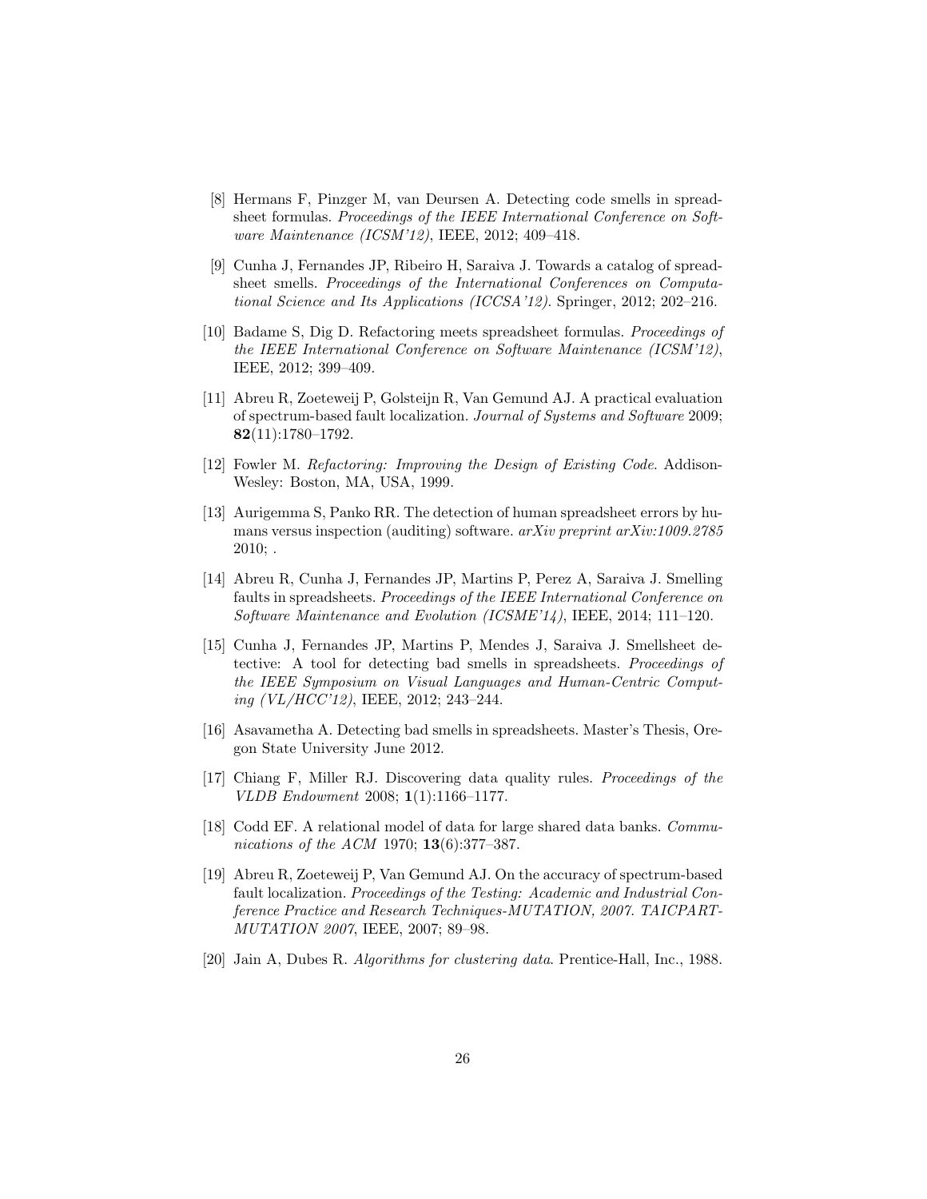[8] Hermans F, Pinzger M, van Deursen A. Detecting code smells in spreadsheet formulas. *Proceedings of the IEEE International Conference on Software Maintenance (ICSM'12)*, IEEE, 2012; 409–418.

[9] Cunha J, Fernandes JP, Ribeiro H, Saraiva J. Towards a catalog of spreadsheet smells. *Proceedings of the International Conferences on Computational Science and Its Applications (ICCSA'12)*. Springer, 2012; 202–216.

[10] Badame S, Dig D. Refactoring meets spreadsheet formulas. *Proceedings of the IEEE International Conference on Software Maintenance (ICSM'12)*, IEEE, 2012; 399–409.

[11] Abreu R, Zoeteweij P, Golsteijn R, Van Gemund AJ. A practical evaluation of spectrum-based fault localization. *Journal of Systems and Software* 2009; **82**(11):1780–1792.

[12] Fowler M. *Refactoring: Improving the Design of Existing Code*. Addison-Wesley: Boston, MA, USA, 1999.

[13] Aurigemma S, Panko RR. The detection of human spreadsheet errors by humans versus inspection (auditing) software. *arXiv preprint arXiv:1009.2785* 2010; .

[14] Abreu R, Cunha J, Fernandes JP, Martins P, Perez A, Saraiva J. Smelling faults in spreadsheets. *Proceedings of the IEEE International Conference on Software Maintenance and Evolution (ICSME'14)*, IEEE, 2014; 111–120.

[15] Cunha J, Fernandes JP, Martins P, Mendes J, Saraiva J. Smellsheet detective: A tool for detecting bad smells in spreadsheets. *Proceedings of the IEEE Symposium on Visual Languages and Human-Centric Computing (VL/HCC'12)*, IEEE, 2012; 243–244.

[16] Asavametha A. Detecting bad smells in spreadsheets. Master's Thesis, Oregon State University June 2012.

[17] Chiang F, Miller RJ. Discovering data quality rules. *Proceedings of the VLDB Endowment* 2008; **1**(1):1166–1177.

[18] Codd EF. A relational model of data for large shared data banks. *Communications of the ACM* 1970; **13**(6):377–387.

[19] Abreu R, Zoeteweij P, Van Gemund AJ. On the accuracy of spectrum-based fault localization. *Proceedings of the Testing: Academic and Industrial Conference Practice and Research Techniques-MUTATION, 2007. TAICPART-MUTATION 2007*, IEEE, 2007; 89–98.

[20] Jain A, Dubes R. *Algorithms for clustering data*. Prentice-Hall, Inc., 1988.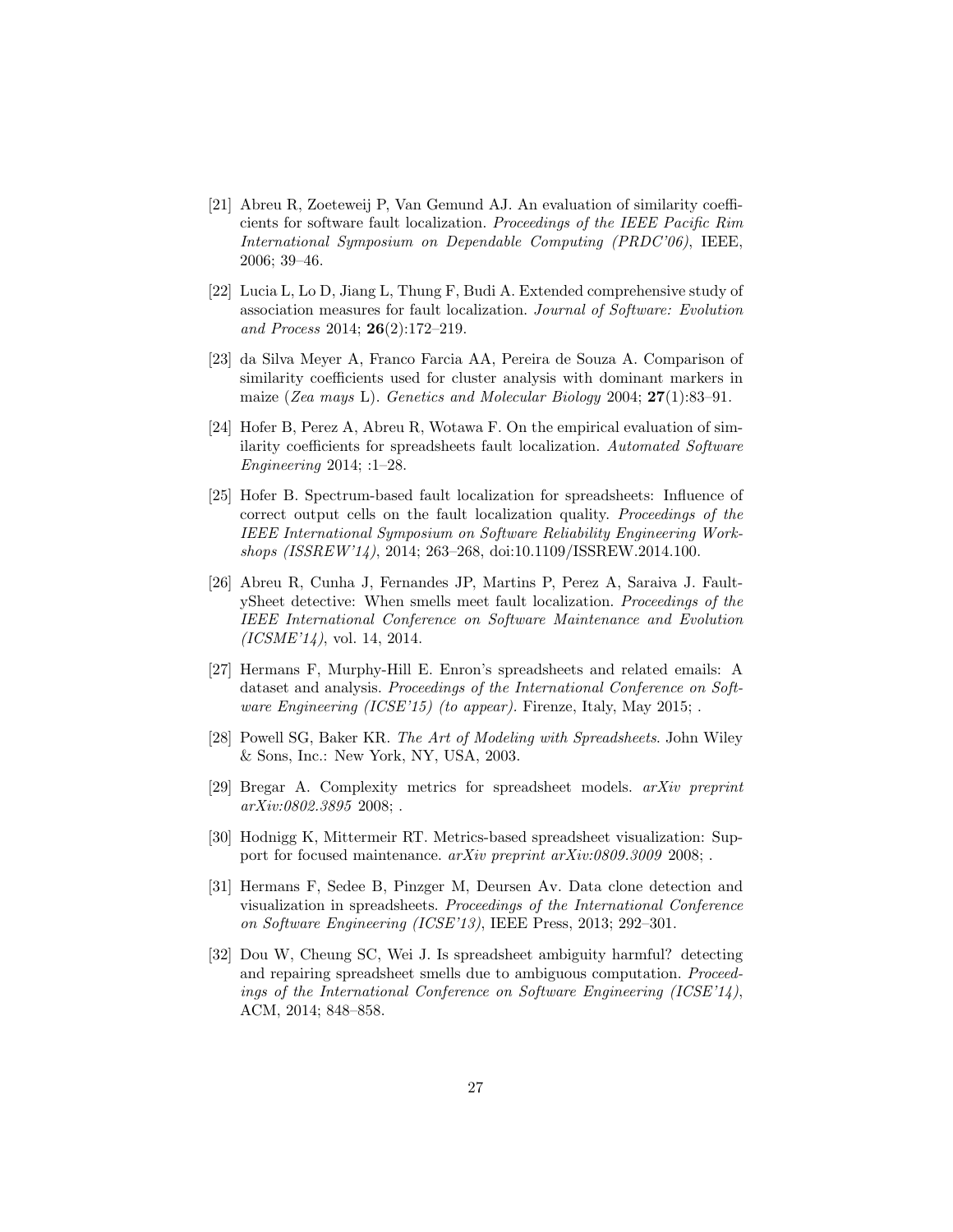[21] Abreu R, Zoeteweij P, Van Gemund AJ. An evaluation of similarity coefficients for software fault localization. *Proceedings of the IEEE Pacific Rim International Symposium on Dependable Computing (PRDC'06)*, IEEE, 2006; 39–46.

[22] Lucia L, Lo D, Jiang L, Thung F, Budi A. Extended comprehensive study of association measures for fault localization. *Journal of Software: Evolution and Process* 2014; **26**(2):172–219.

[23] da Silva Meyer A, Franco Farcia AA, Pereira de Souza A. Comparison of similarity coefficients used for cluster analysis with dominant markers in maize (*Zea mays* L). *Genetics and Molecular Biology* 2004; **27**(1):83–91.

[24] Hofer B, Perez A, Abreu R, Wotawa F. On the empirical evaluation of similarity coefficients for spreadsheets fault localization. *Automated Software Engineering* 2014; :1–28.

[25] Hofer B. Spectrum-based fault localization for spreadsheets: Influence of correct output cells on the fault localization quality. *Proceedings of the IEEE International Symposium on Software Reliability Engineering Workshops (ISSREW'14)*, 2014; 263–268, doi:10.1109/ISSREW.2014.100.

[26] Abreu R, Cunha J, Fernandes JP, Martins P, Perez A, Saraiva J. FaultySheet detective: When smells meet fault localization. *Proceedings of the IEEE International Conference on Software Maintenance and Evolution (ICSME'14)*, vol. 14, 2014.

[27] Hermans F, Murphy-Hill E. Enron's spreadsheets and related emails: A dataset and analysis. *Proceedings of the International Conference on Software Engineering (ICSE'15) (to appear)*. Firenze, Italy, May 2015; .

[28] Powell SG, Baker KR. *The Art of Modeling with Spreadsheets*. John Wiley & Sons, Inc.: New York, NY, USA, 2003.

[29] Bregar A. Complexity metrics for spreadsheet models. *arXiv preprint arXiv:0802.3895* 2008; .

[30] Hodnigg K, Mittermeir RT. Metrics-based spreadsheet visualization: Support for focused maintenance. *arXiv preprint arXiv:0809.3009* 2008; .

[31] Hermans F, Sedee B, Pinzger M, Deursen Av. Data clone detection and visualization in spreadsheets. *Proceedings of the International Conference on Software Engineering (ICSE'13)*, IEEE Press, 2013; 292–301.

[32] Dou W, Cheung SC, Wei J. Is spreadsheet ambiguity harmful? detecting and repairing spreadsheet smells due to ambiguous computation. *Proceedings of the International Conference on Software Engineering (ICSE'14)*, ACM, 2014; 848–858.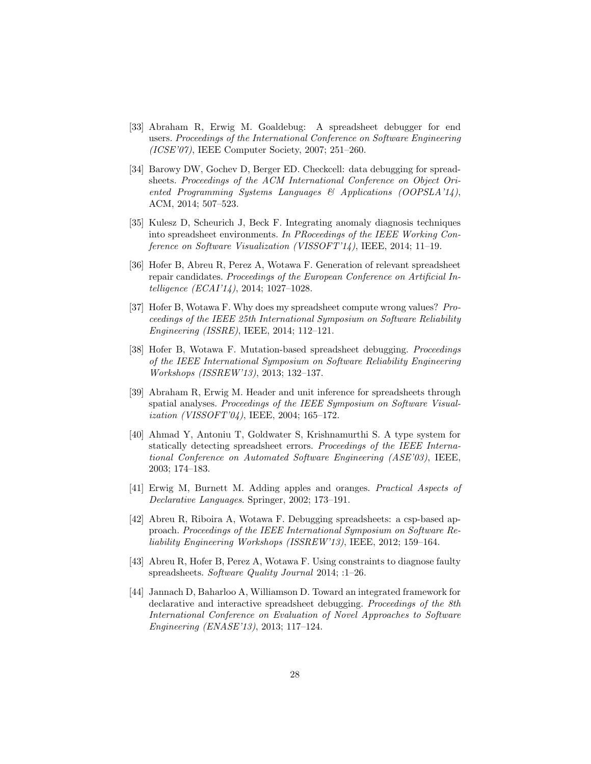[33] Abraham R, Erwig M. Goaldebug: A spreadsheet debugger for end users. *Proceedings of the International Conference on Software Engineering (ICSE'07)*, IEEE Computer Society, 2007; 251–260.

[34] Barowy DW, Gochev D, Berger ED. Checkcell: data debugging for spreadsheets. *Proceedings of the ACM International Conference on Object Oriented Programming Systems Languages & Applications (OOPSLA'14)*, ACM, 2014; 507–523.

[35] Kulesz D, Scheurich J, Beck F. Integrating anomaly diagnosis techniques into spreadsheet environments. *In PRoceedings of the IEEE Working Conference on Software Visualization (VISSOFT'14)*, IEEE, 2014; 11–19.

[36] Hofer B, Abreu R, Perez A, Wotawa F. Generation of relevant spreadsheet repair candidates. *Proceedings of the European Conference on Artificial Intelligence (ECAI'14)*, 2014; 1027–1028.

[37] Hofer B, Wotawa F. Why does my spreadsheet compute wrong values? *Proceedings of the IEEE 25th International Symposium on Software Reliability Engineering (ISSRE)*, IEEE, 2014; 112–121.

[38] Hofer B, Wotawa F. Mutation-based spreadsheet debugging. *Proceedings of the IEEE International Symposium on Software Reliability Engineering Workshops (ISSREW'13)*, 2013; 132–137.

[39] Abraham R, Erwig M. Header and unit inference for spreadsheets through spatial analyses. *Proceedings of the IEEE Symposium on Software Visualization (VISSOFT'04)*, IEEE, 2004; 165–172.

[40] Ahmad Y, Antoniu T, Goldwater S, Krishnamurthi S. A type system for statically detecting spreadsheet errors. *Proceedings of the IEEE International Conference on Automated Software Engineering (ASE'03)*, IEEE, 2003; 174–183.

[41] Erwig M, Burnett M. Adding apples and oranges. *Practical Aspects of Declarative Languages*. Springer, 2002; 173–191.

[42] Abreu R, Riboira A, Wotawa F. Debugging spreadsheets: a csp-based approach. *Proceedings of the IEEE International Symposium on Software Reliability Engineering Workshops (ISSREW'13)*, IEEE, 2012; 159–164.

[43] Abreu R, Hofer B, Perez A, Wotawa F. Using constraints to diagnose faulty spreadsheets. *Software Quality Journal* 2014; :1–26.

[44] Jannach D, Baharloo A, Williamson D. Toward an integrated framework for declarative and interactive spreadsheet debugging. *Proceedings of the 8th International Conference on Evaluation of Novel Approaches to Software Engineering (ENASE'13)*, 2013; 117–124.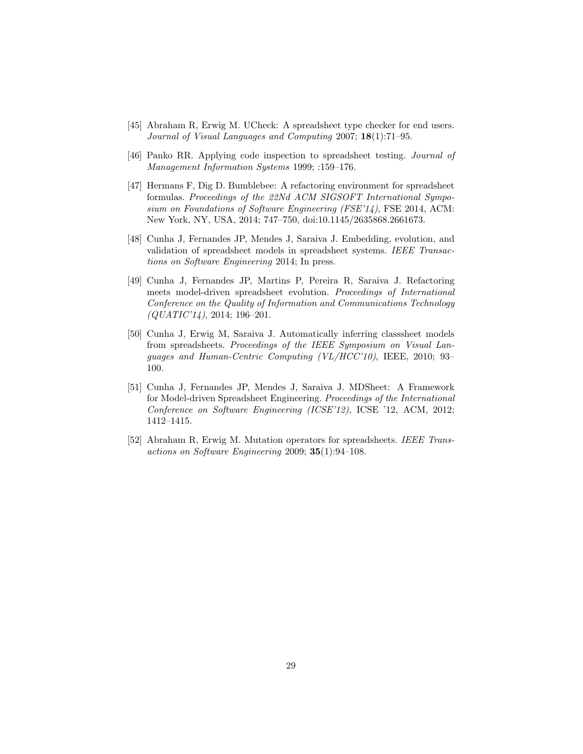[45] Abraham R, Erwig M. UCheck: A spreadsheet type checker for end users. *Journal of Visual Languages and Computing* 2007; **18**(1):71–95.

[46] Panko RR. Applying code inspection to spreadsheet testing. *Journal of Management Information Systems* 1999; :159–176.

[47] Hermans F, Dig D. Bumblebee: A refactoring environment for spreadsheet formulas. *Proceedings of the 22Nd ACM SIGSOFT International Symposium on Foundations of Software Engineering (FSE'14)*, FSE 2014, ACM: New York, NY, USA, 2014; 747–750, doi:10.1145/2635868.2661673.

[48] Cunha J, Fernandes JP, Mendes J, Saraiva J. Embedding, evolution, and validation of spreadsheet models in spreadsheet systems. *IEEE Transactions on Software Engineering* 2014; In press.

[49] Cunha J, Fernandes JP, Martins P, Pereira R, Saraiva J. Refactoring meets model-driven spreadsheet evolution. *Proceedings of International Conference on the Quality of Information and Communications Technology (QUATIC'14)*, 2014; 196–201.

[50] Cunha J, Erwig M, Saraiva J. Automatically inferring classsheet models from spreadsheets. *Proceedings of the IEEE Symposium on Visual Languages and Human-Centric Computing (VL/HCC'10)*, IEEE, 2010; 93–100.

[51] Cunha J, Fernandes JP, Mendes J, Saraiva J. MDSheet: A Framework for Model-driven Spreadsheet Engineering. *Proceedings of the International Conference on Software Engineering (ICSE'12)*, ICSE '12, ACM, 2012; 1412–1415.

[52] Abraham R, Erwig M. Mutation operators for spreadsheets. *IEEE Transactions on Software Engineering* 2009; **35**(1):94–108.